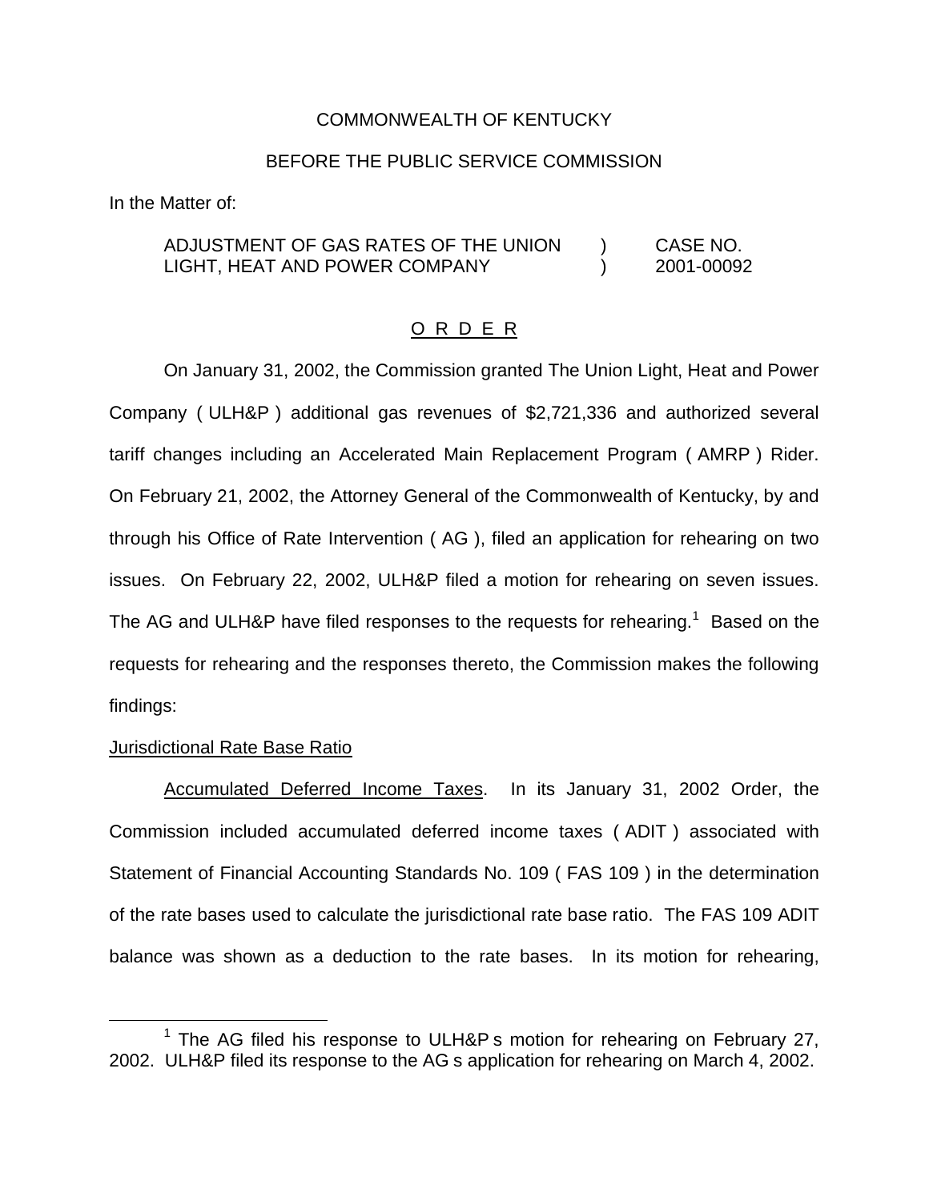COMMONWEALTH OF KENTUCKY

BEFORE THE PUBLIC SERVICE COMMISSION

In the Matter of:

| ADJUSTMENT OF GAS RATES OF THE UNION LIGHT, HEAT AND POWER COMPANY | ) ) | CASE NO. 2001-00092 |
|---|---|---|

O R D E R

On January 31, 2002, the Commission granted The Union Light, Heat and Power Company ( ULH&P ) additional gas revenues of $2,721,336 and authorized several tariff changes including an Accelerated Main Replacement Program ( AMRP ) Rider. On February 21, 2002, the Attorney General of the Commonwealth of Kentucky, by and through his Office of Rate Intervention ( AG ), filed an application for rehearing on two issues. On February 22, 2002, ULH&P filed a motion for rehearing on seven issues. The AG and ULH&P have filed responses to the requests for rehearing.[1] Based on the requests for rehearing and the responses thereto, the Commission makes the following findings:

Jurisdictional Rate Base Ratio

Accumulated Deferred Income Taxes. In its January 31, 2002 Order, the Commission included accumulated deferred income taxes ( ADIT ) associated with Statement of Financial Accounting Standards No. 109 ( FAS 109 ) in the determination of the rate bases used to calculate the jurisdictional rate base ratio. The FAS 109 ADIT balance was shown as a deduction to the rate bases. In its motion for rehearing,

[1] The AG filed his response to ULH&P s motion for rehearing on February 27, 2002. ULH&P filed its response to the AG s application for rehearing on March 4, 2002.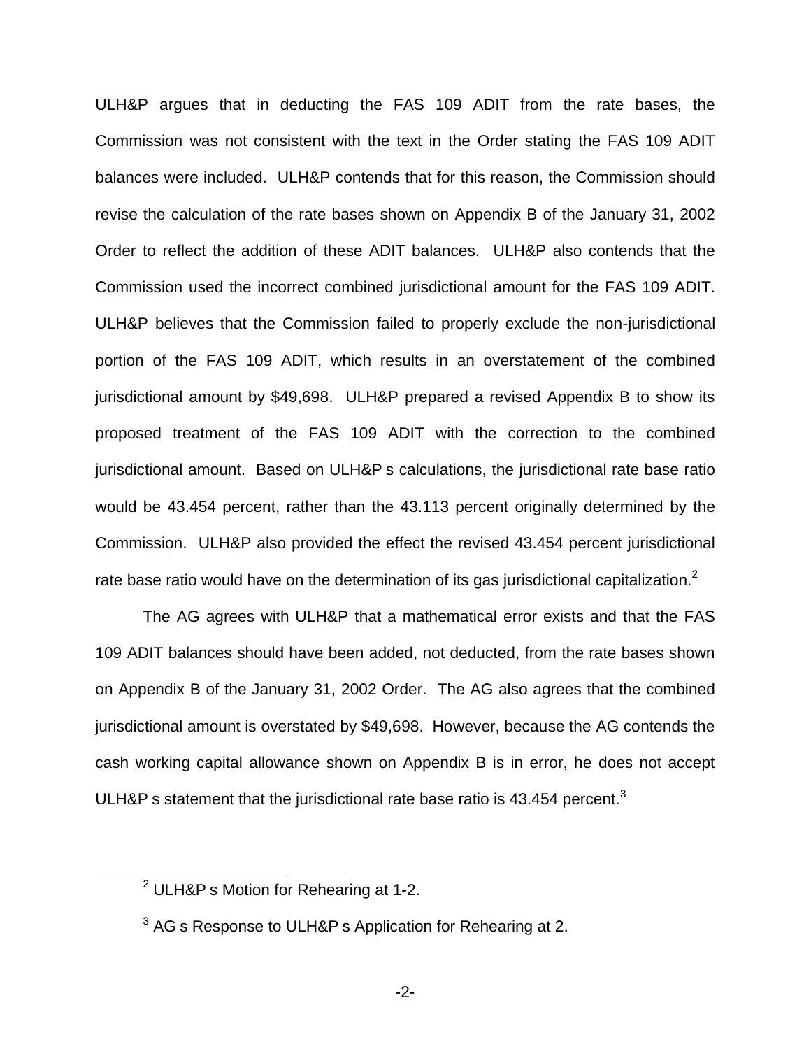ULH&P argues that in deducting the FAS 109 ADIT from the rate bases, the Commission was not consistent with the text in the Order stating the FAS 109 ADIT balances were included. ULH&P contends that for this reason, the Commission should revise the calculation of the rate bases shown on Appendix B of the January 31, 2002 Order to reflect the addition of these ADIT balances. ULH&P also contends that the Commission used the incorrect combined jurisdictional amount for the FAS 109 ADIT. ULH&P believes that the Commission failed to properly exclude the non-jurisdictional portion of the FAS 109 ADIT, which results in an overstatement of the combined jurisdictional amount by $49,698. ULH&P prepared a revised Appendix B to show its proposed treatment of the FAS 109 ADIT with the correction to the combined jurisdictional amount. Based on ULH&P s calculations, the jurisdictional rate base ratio would be 43.454 percent, rather than the 43.113 percent originally determined by the Commission. ULH&P also provided the effect the revised 43.454 percent jurisdictional rate base ratio would have on the determination of its gas jurisdictional capitalization.[2]

The AG agrees with ULH&P that a mathematical error exists and that the FAS 109 ADIT balances should have been added, not deducted, from the rate bases shown on Appendix B of the January 31, 2002 Order. The AG also agrees that the combined jurisdictional amount is overstated by $49,698. However, because the AG contends the cash working capital allowance shown on Appendix B is in error, he does not accept ULH&P s statement that the jurisdictional rate base ratio is 43.454 percent.[3]

[2] ULH&P s Motion for Rehearing at 1-2.

[3] AG s Response to ULH&P s Application for Rehearing at 2.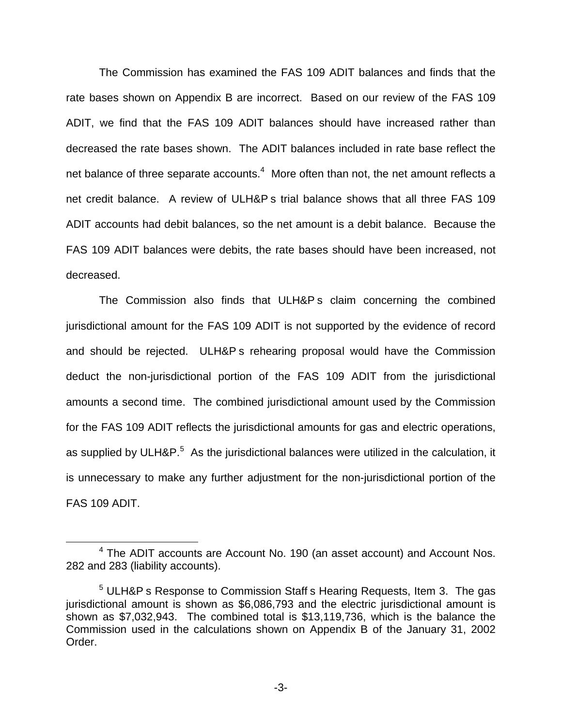The Commission has examined the FAS 109 ADIT balances and finds that the rate bases shown on Appendix B are incorrect. Based on our review of the FAS 109 ADIT, we find that the FAS 109 ADIT balances should have increased rather than decreased the rate bases shown. The ADIT balances included in rate base reflect the net balance of three separate accounts.[4] More often than not, the net amount reflects a net credit balance. A review of ULH&P s trial balance shows that all three FAS 109 ADIT accounts had debit balances, so the net amount is a debit balance. Because the FAS 109 ADIT balances were debits, the rate bases should have been increased, not decreased.

The Commission also finds that ULH&P s claim concerning the combined jurisdictional amount for the FAS 109 ADIT is not supported by the evidence of record and should be rejected. ULH&P s rehearing proposal would have the Commission deduct the non-jurisdictional portion of the FAS 109 ADIT from the jurisdictional amounts a second time. The combined jurisdictional amount used by the Commission for the FAS 109 ADIT reflects the jurisdictional amounts for gas and electric operations, as supplied by ULH&P.[5] As the jurisdictional balances were utilized in the calculation, it is unnecessary to make any further adjustment for the non-jurisdictional portion of the FAS 109 ADIT.

[4] The ADIT accounts are Account No. 190 (an asset account) and Account Nos. 282 and 283 (liability accounts).

[5] ULH&P s Response to Commission Staff s Hearing Requests, Item 3. The gas jurisdictional amount is shown as $6,086,793 and the electric jurisdictional amount is shown as $7,032,943. The combined total is $13,119,736, which is the balance the Commission used in the calculations shown on Appendix B of the January 31, 2002 Order.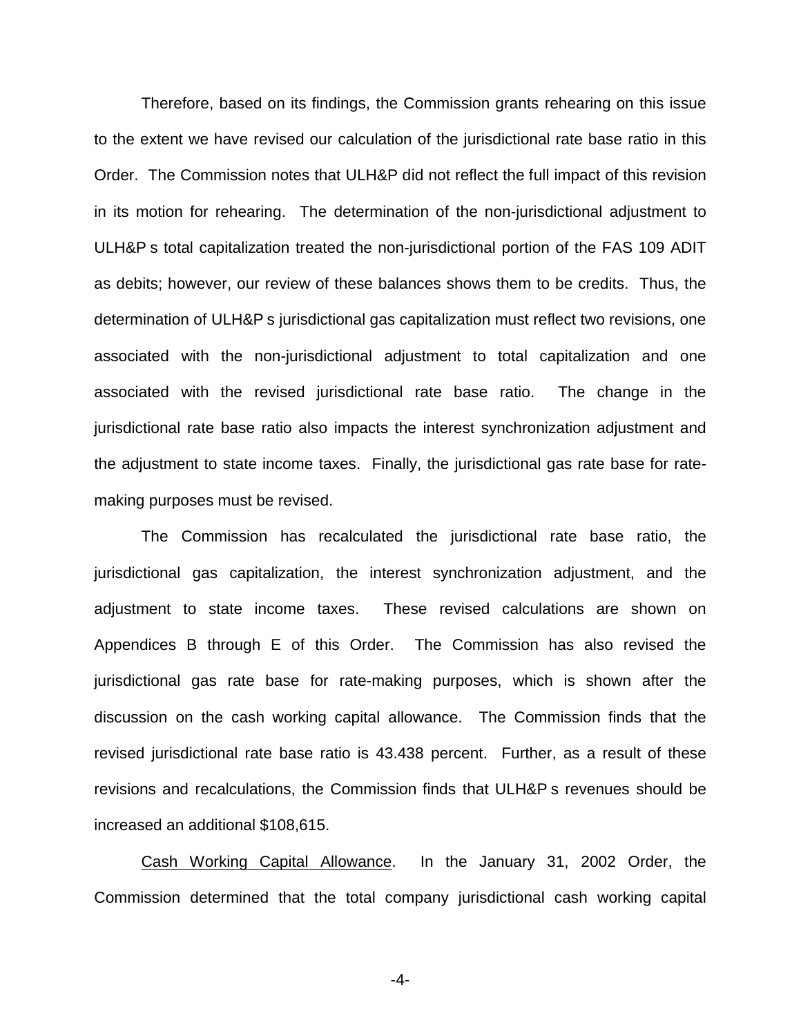Therefore, based on its findings, the Commission grants rehearing on this issue to the extent we have revised our calculation of the jurisdictional rate base ratio in this Order. The Commission notes that ULH&P did not reflect the full impact of this revision in its motion for rehearing. The determination of the non-jurisdictional adjustment to ULH&P s total capitalization treated the non-jurisdictional portion of the FAS 109 ADIT as debits; however, our review of these balances shows them to be credits. Thus, the determination of ULH&P s jurisdictional gas capitalization must reflect two revisions, one associated with the non-jurisdictional adjustment to total capitalization and one associated with the revised jurisdictional rate base ratio. The change in the jurisdictional rate base ratio also impacts the interest synchronization adjustment and the adjustment to state income taxes. Finally, the jurisdictional gas rate base for rate-making purposes must be revised.

The Commission has recalculated the jurisdictional rate base ratio, the jurisdictional gas capitalization, the interest synchronization adjustment, and the adjustment to state income taxes. These revised calculations are shown on Appendices B through E of this Order. The Commission has also revised the jurisdictional gas rate base for rate-making purposes, which is shown after the discussion on the cash working capital allowance. The Commission finds that the revised jurisdictional rate base ratio is 43.438 percent. Further, as a result of these revisions and recalculations, the Commission finds that ULH&P s revenues should be increased an additional $108,615.

Cash Working Capital Allowance. In the January 31, 2002 Order, the Commission determined that the total company jurisdictional cash working capital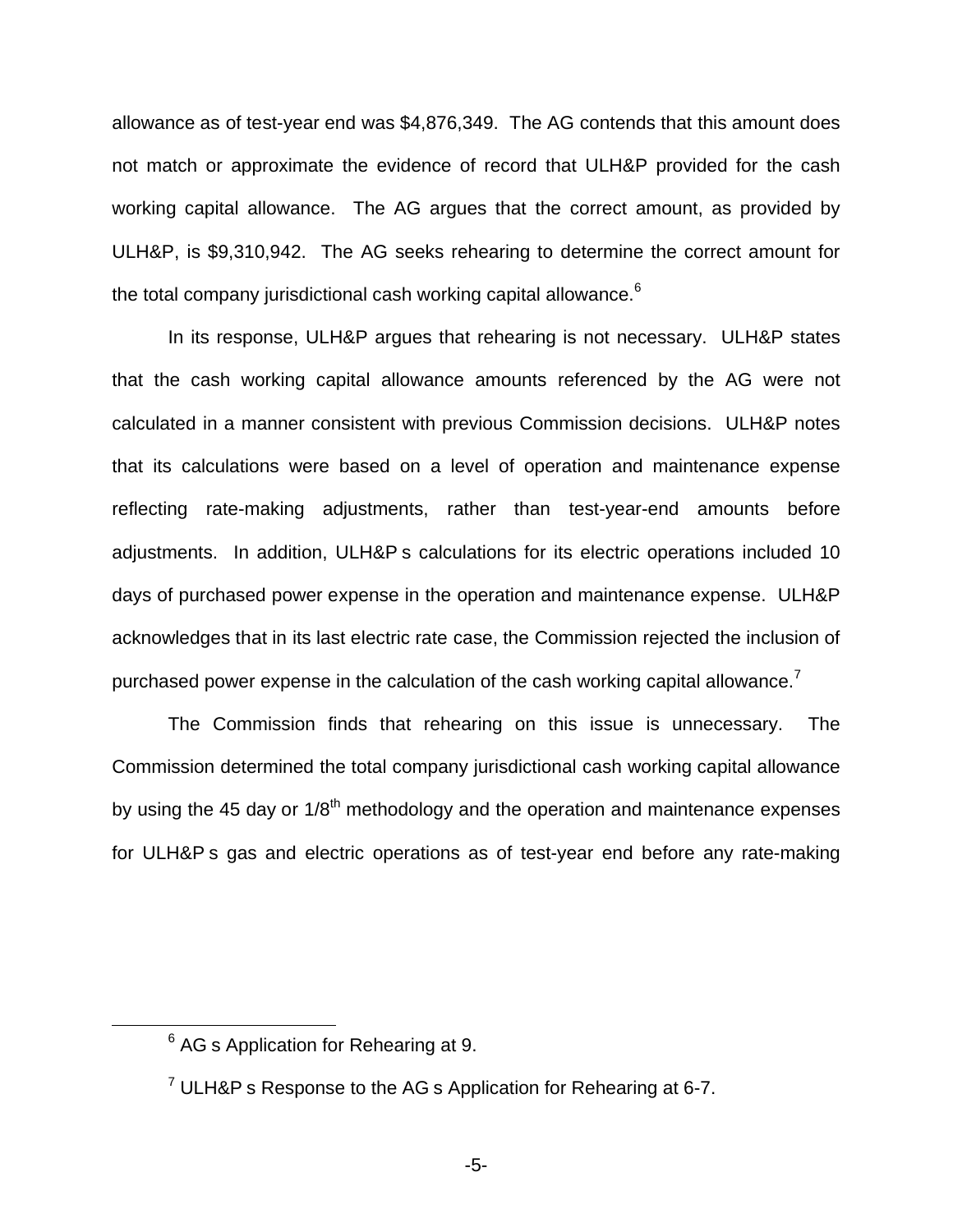allowance as of test-year end was $4,876,349. The AG contends that this amount does not match or approximate the evidence of record that ULH&P provided for the cash working capital allowance. The AG argues that the correct amount, as provided by ULH&P, is $9,310,942. The AG seeks rehearing to determine the correct amount for the total company jurisdictional cash working capital allowance.[6]

In its response, ULH&P argues that rehearing is not necessary. ULH&P states that the cash working capital allowance amounts referenced by the AG were not calculated in a manner consistent with previous Commission decisions. ULH&P notes that its calculations were based on a level of operation and maintenance expense reflecting rate-making adjustments, rather than test-year-end amounts before adjustments. In addition, ULH&P s calculations for its electric operations included 10 days of purchased power expense in the operation and maintenance expense. ULH&P acknowledges that in its last electric rate case, the Commission rejected the inclusion of purchased power expense in the calculation of the cash working capital allowance.[7]

The Commission finds that rehearing on this issue is unnecessary. The Commission determined the total company jurisdictional cash working capital allowance by using the 45 day or 1/8$^{th}$ methodology and the operation and maintenance expenses for ULH&P s gas and electric operations as of test-year end before any rate-making

[6] AG s Application for Rehearing at 9.

[7] ULH&P s Response to the AG s Application for Rehearing at 6-7.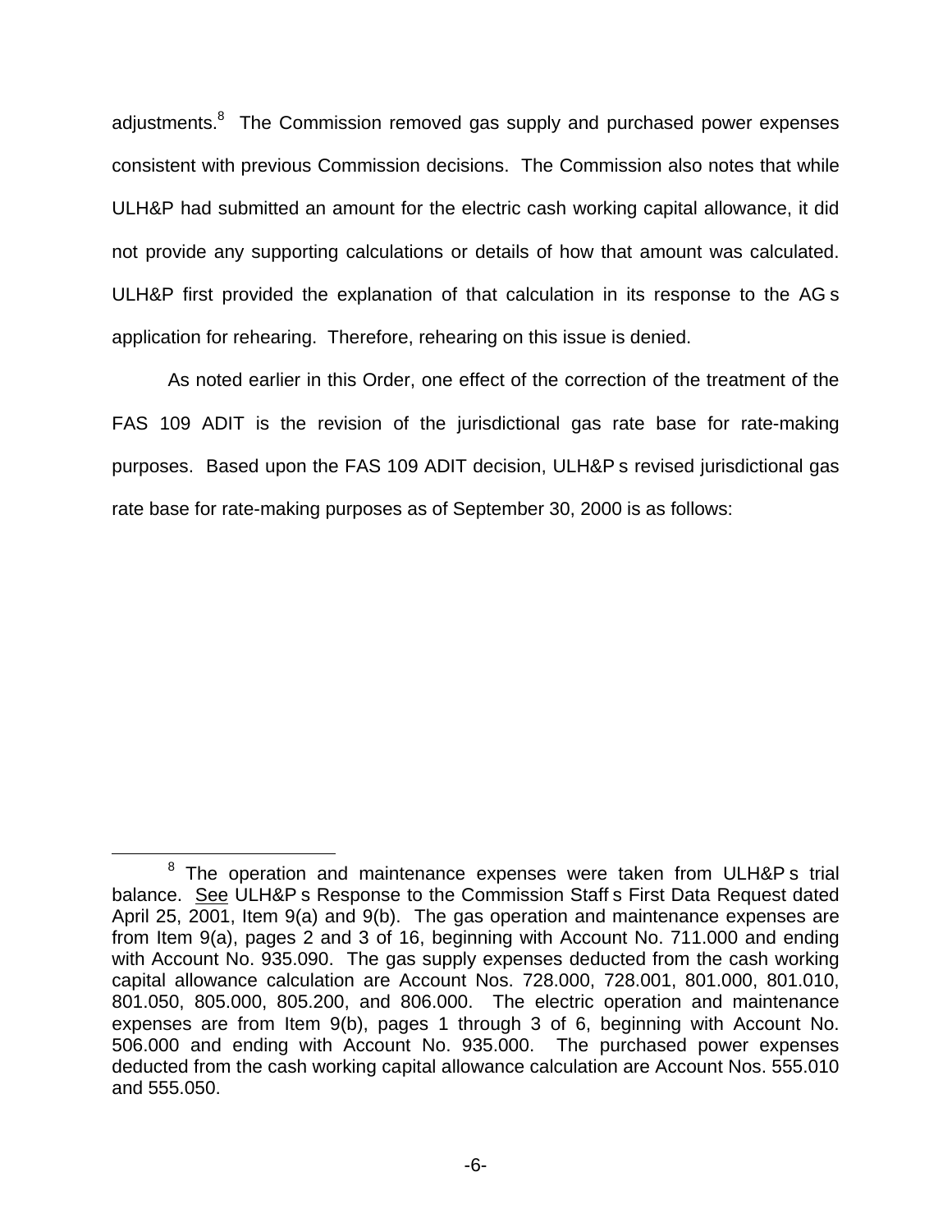adjustments.[8] The Commission removed gas supply and purchased power expenses consistent with previous Commission decisions. The Commission also notes that while ULH&P had submitted an amount for the electric cash working capital allowance, it did not provide any supporting calculations or details of how that amount was calculated. ULH&P first provided the explanation of that calculation in its response to the AG s application for rehearing. Therefore, rehearing on this issue is denied.

As noted earlier in this Order, one effect of the correction of the treatment of the FAS 109 ADIT is the revision of the jurisdictional gas rate base for rate-making purposes. Based upon the FAS 109 ADIT decision, ULH&P s revised jurisdictional gas rate base for rate-making purposes as of September 30, 2000 is as follows:

---

[8] The operation and maintenance expenses were taken from ULH&P s trial balance. See ULH&P s Response to the Commission Staff s First Data Request dated April 25, 2001, Item 9(a) and 9(b). The gas operation and maintenance expenses are from Item 9(a), pages 2 and 3 of 16, beginning with Account No. 711.000 and ending with Account No. 935.090. The gas supply expenses deducted from the cash working capital allowance calculation are Account Nos. 728.000, 728.001, 801.000, 801.010, 801.050, 805.000, 805.200, and 806.000. The electric operation and maintenance expenses are from Item 9(b), pages 1 through 3 of 6, beginning with Account No. 506.000 and ending with Account No. 935.000. The purchased power expenses deducted from the cash working capital allowance calculation are Account Nos. 555.010 and 555.050.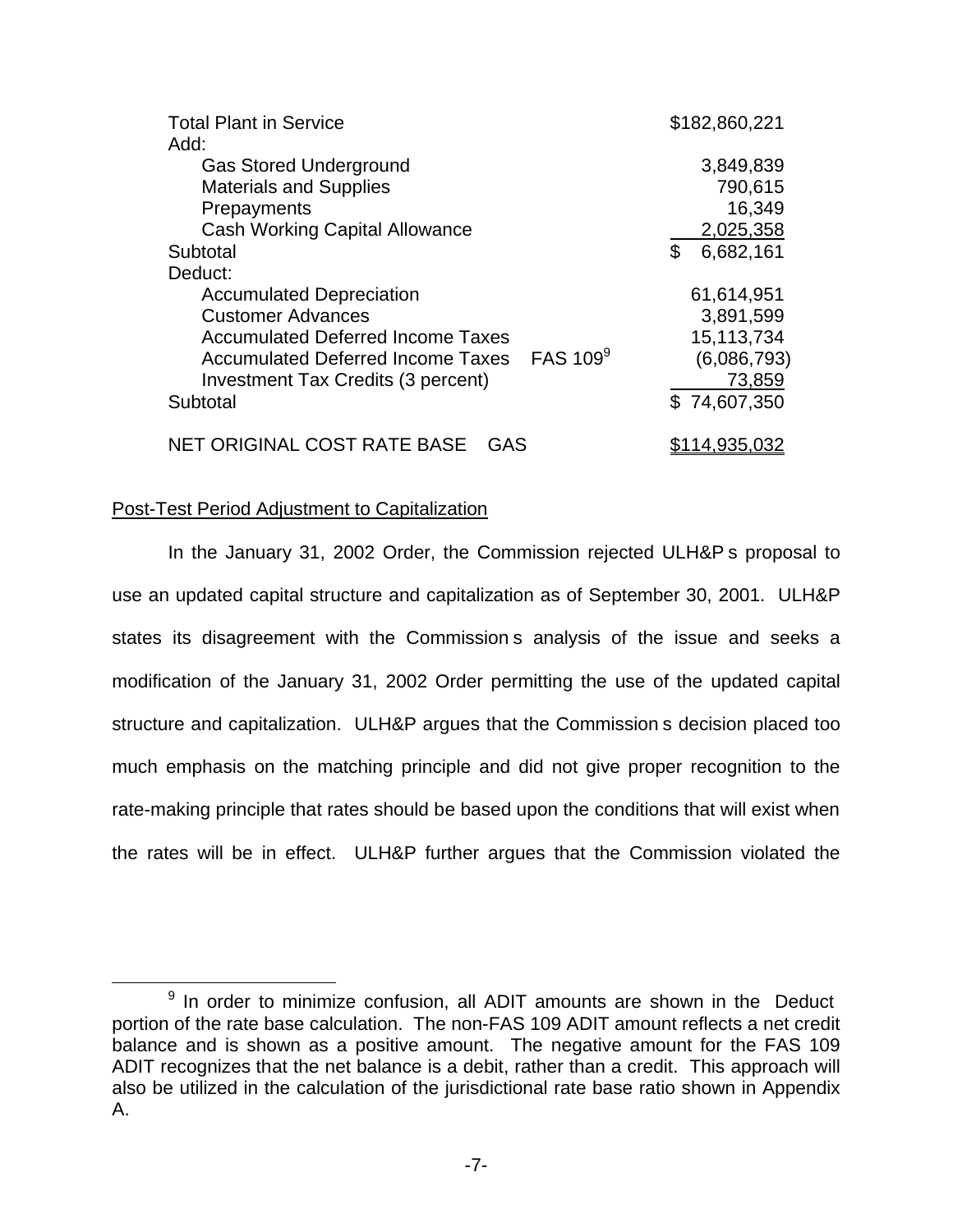| | |
|---|---|
| Total Plant in Service | $182,860,221 |
| Add: | |
| Gas Stored Underground | 3,849,839 |
| Materials and Supplies | 790,615 |
| Prepayments | 16,349 |
| Cash Working Capital Allowance | 2,025,358 |
| Subtotal | $ 6,682,161 |
| Deduct: | |
| Accumulated Depreciation | 61,614,951 |
| Customer Advances | 3,891,599 |
| Accumulated Deferred Income Taxes | 15,113,734 |
| Accumulated Deferred Income Taxes FAS 109[9] | (6,086,793) |
| Investment Tax Credits (3 percent) | 73,859 |
| Subtotal | $ 74,607,350 |
| NET ORIGINAL COST RATE BASE GAS | $114,935,032 |

Post-Test Period Adjustment to Capitalization

In the January 31, 2002 Order, the Commission rejected ULH&P s proposal to use an updated capital structure and capitalization as of September 30, 2001. ULH&P states its disagreement with the Commission s analysis of the issue and seeks a modification of the January 31, 2002 Order permitting the use of the updated capital structure and capitalization. ULH&P argues that the Commission s decision placed too much emphasis on the matching principle and did not give proper recognition to the rate-making principle that rates should be based upon the conditions that will exist when the rates will be in effect. ULH&P further argues that the Commission violated the

[9] In order to minimize confusion, all ADIT amounts are shown in the Deduct portion of the rate base calculation. The non-FAS 109 ADIT amount reflects a net credit balance and is shown as a positive amount. The negative amount for the FAS 109 ADIT recognizes that the net balance is a debit, rather than a credit. This approach will also be utilized in the calculation of the jurisdictional rate base ratio shown in Appendix A.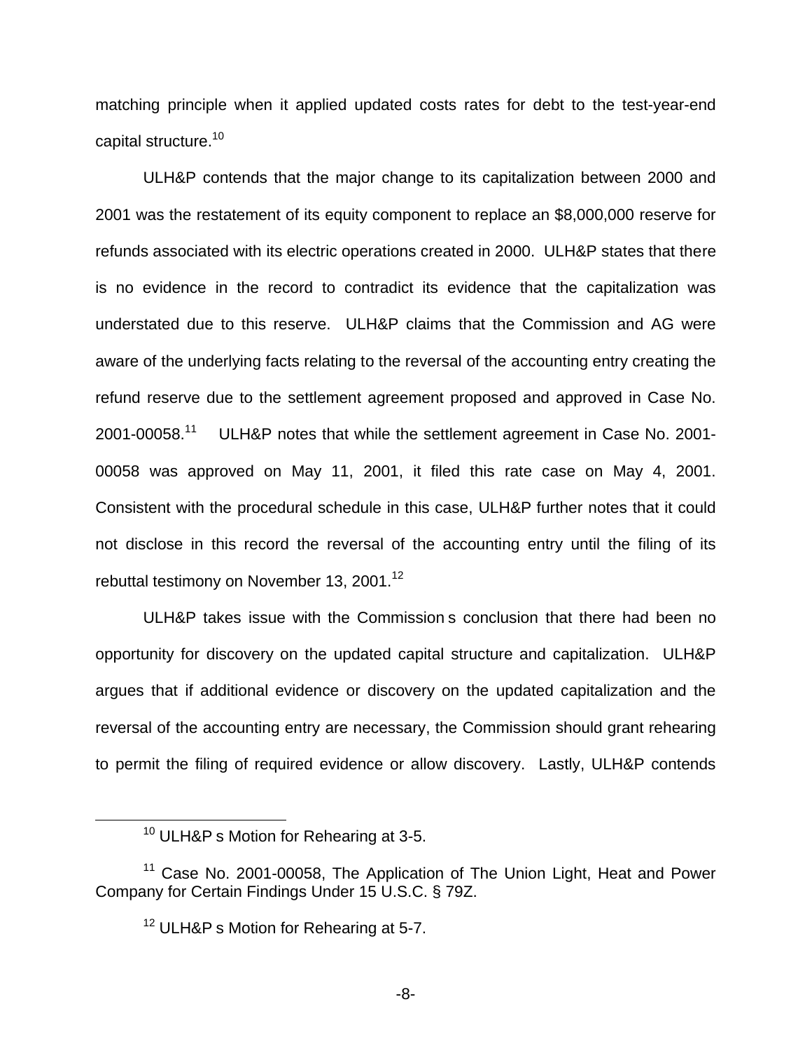matching principle when it applied updated costs rates for debt to the test-year-end capital structure.[10]

ULH&P contends that the major change to its capitalization between 2000 and 2001 was the restatement of its equity component to replace an $8,000,000 reserve for refunds associated with its electric operations created in 2000. ULH&P states that there is no evidence in the record to contradict its evidence that the capitalization was understated due to this reserve. ULH&P claims that the Commission and AG were aware of the underlying facts relating to the reversal of the accounting entry creating the refund reserve due to the settlement agreement proposed and approved in Case No. 2001-00058.[11] ULH&P notes that while the settlement agreement in Case No. 2001-00058 was approved on May 11, 2001, it filed this rate case on May 4, 2001. Consistent with the procedural schedule in this case, ULH&P further notes that it could not disclose in this record the reversal of the accounting entry until the filing of its rebuttal testimony on November 13, 2001.[12]

ULH&P takes issue with the Commission s conclusion that there had been no opportunity for discovery on the updated capital structure and capitalization. ULH&P argues that if additional evidence or discovery on the updated capitalization and the reversal of the accounting entry are necessary, the Commission should grant rehearing to permit the filing of required evidence or allow discovery. Lastly, ULH&P contends

[10] ULH&P s Motion for Rehearing at 3-5.

[11] Case No. 2001-00058, The Application of The Union Light, Heat and Power Company for Certain Findings Under 15 U.S.C. § 79Z.

[12] ULH&P s Motion for Rehearing at 5-7.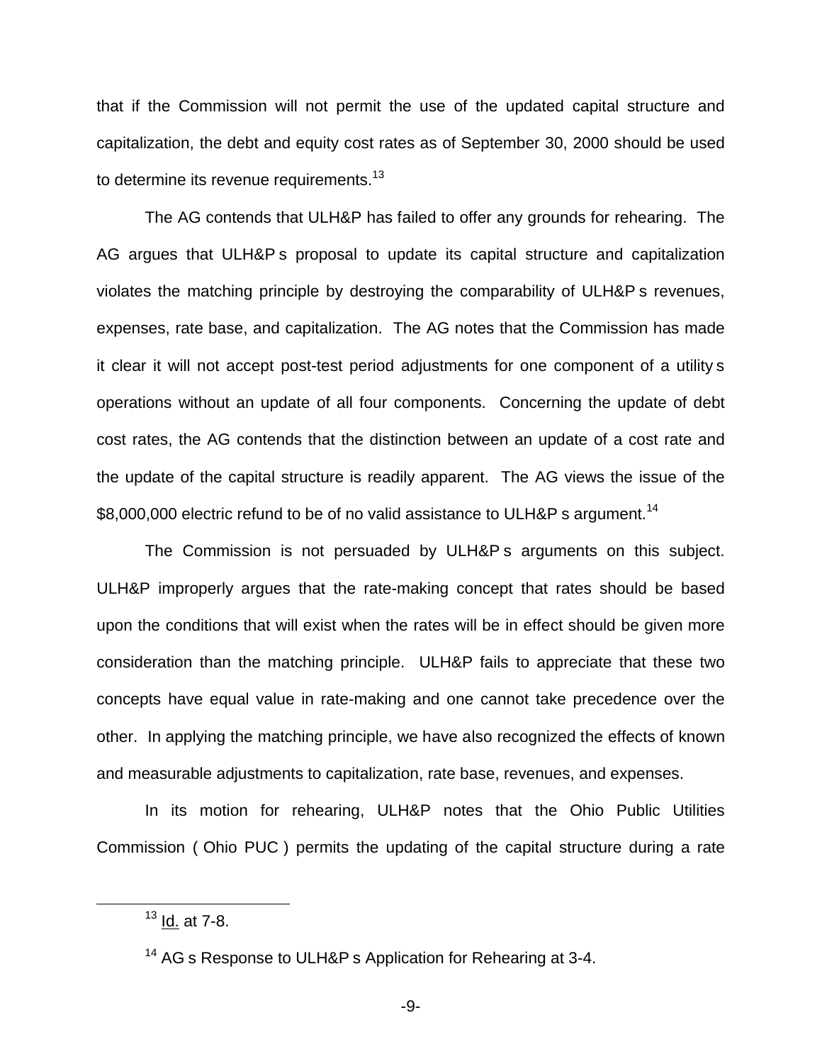that if the Commission will not permit the use of the updated capital structure and capitalization, the debt and equity cost rates as of September 30, 2000 should be used to determine its revenue requirements.[13]

The AG contends that ULH&P has failed to offer any grounds for rehearing. The AG argues that ULH&P s proposal to update its capital structure and capitalization violates the matching principle by destroying the comparability of ULH&P s revenues, expenses, rate base, and capitalization. The AG notes that the Commission has made it clear it will not accept post-test period adjustments for one component of a utility s operations without an update of all four components. Concerning the update of debt cost rates, the AG contends that the distinction between an update of a cost rate and the update of the capital structure is readily apparent. The AG views the issue of the $8,000,000 electric refund to be of no valid assistance to ULH&P s argument.[14]

The Commission is not persuaded by ULH&P s arguments on this subject. ULH&P improperly argues that the rate-making concept that rates should be based upon the conditions that will exist when the rates will be in effect should be given more consideration than the matching principle. ULH&P fails to appreciate that these two concepts have equal value in rate-making and one cannot take precedence over the other. In applying the matching principle, we have also recognized the effects of known and measurable adjustments to capitalization, rate base, revenues, and expenses.

In its motion for rehearing, ULH&P notes that the Ohio Public Utilities Commission ( Ohio PUC ) permits the updating of the capital structure during a rate

---

[13] Id. at 7-8.

[14] AG s Response to ULH&P s Application for Rehearing at 3-4.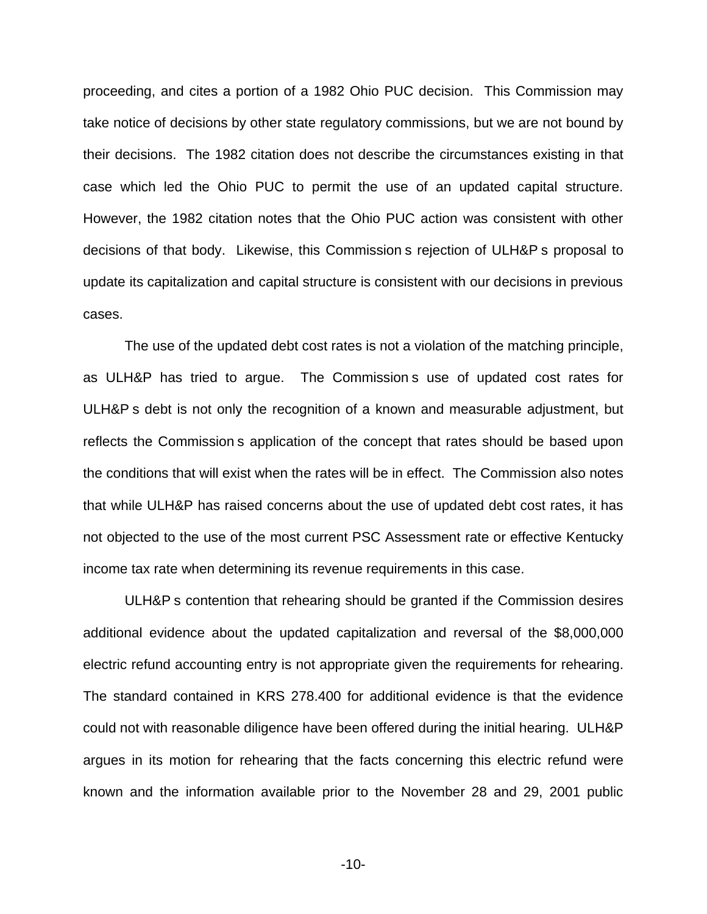proceeding, and cites a portion of a 1982 Ohio PUC decision. This Commission may take notice of decisions by other state regulatory commissions, but we are not bound by their decisions. The 1982 citation does not describe the circumstances existing in that case which led the Ohio PUC to permit the use of an updated capital structure. However, the 1982 citation notes that the Ohio PUC action was consistent with other decisions of that body. Likewise, this Commission s rejection of ULH&P s proposal to update its capitalization and capital structure is consistent with our decisions in previous cases.

The use of the updated debt cost rates is not a violation of the matching principle, as ULH&P has tried to argue. The Commission s use of updated cost rates for ULH&P s debt is not only the recognition of a known and measurable adjustment, but reflects the Commission s application of the concept that rates should be based upon the conditions that will exist when the rates will be in effect. The Commission also notes that while ULH&P has raised concerns about the use of updated debt cost rates, it has not objected to the use of the most current PSC Assessment rate or effective Kentucky income tax rate when determining its revenue requirements in this case.

ULH&P s contention that rehearing should be granted if the Commission desires additional evidence about the updated capitalization and reversal of the $8,000,000 electric refund accounting entry is not appropriate given the requirements for rehearing. The standard contained in KRS 278.400 for additional evidence is that the evidence could not with reasonable diligence have been offered during the initial hearing. ULH&P argues in its motion for rehearing that the facts concerning this electric refund were known and the information available prior to the November 28 and 29, 2001 public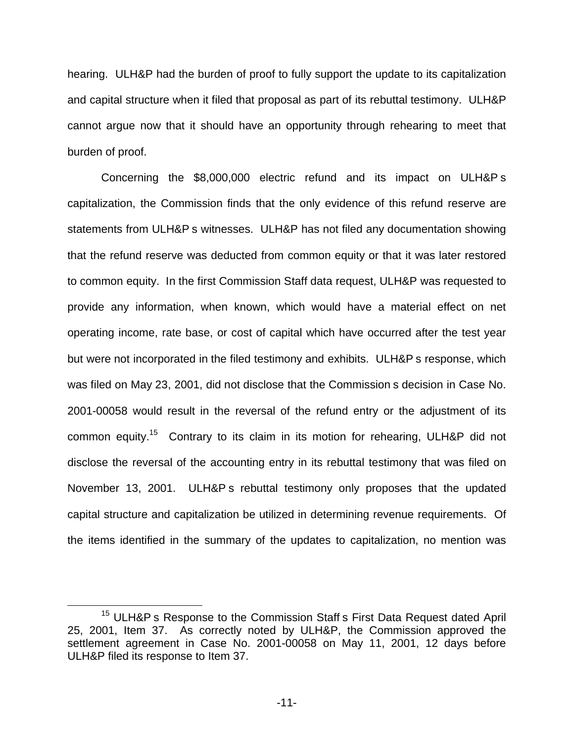hearing. ULH&P had the burden of proof to fully support the update to its capitalization and capital structure when it filed that proposal as part of its rebuttal testimony. ULH&P cannot argue now that it should have an opportunity through rehearing to meet that burden of proof.

Concerning the $8,000,000 electric refund and its impact on ULH&P s capitalization, the Commission finds that the only evidence of this refund reserve are statements from ULH&P s witnesses. ULH&P has not filed any documentation showing that the refund reserve was deducted from common equity or that it was later restored to common equity. In the first Commission Staff data request, ULH&P was requested to provide any information, when known, which would have a material effect on net operating income, rate base, or cost of capital which have occurred after the test year but were not incorporated in the filed testimony and exhibits. ULH&P s response, which was filed on May 23, 2001, did not disclose that the Commission s decision in Case No. 2001-00058 would result in the reversal of the refund entry or the adjustment of its common equity.[15] Contrary to its claim in its motion for rehearing, ULH&P did not disclose the reversal of the accounting entry in its rebuttal testimony that was filed on November 13, 2001. ULH&P s rebuttal testimony only proposes that the updated capital structure and capitalization be utilized in determining revenue requirements. Of the items identified in the summary of the updates to capitalization, no mention was

[15] ULH&P s Response to the Commission Staff s First Data Request dated April 25, 2001, Item 37. As correctly noted by ULH&P, the Commission approved the settlement agreement in Case No. 2001-00058 on May 11, 2001, 12 days before ULH&P filed its response to Item 37.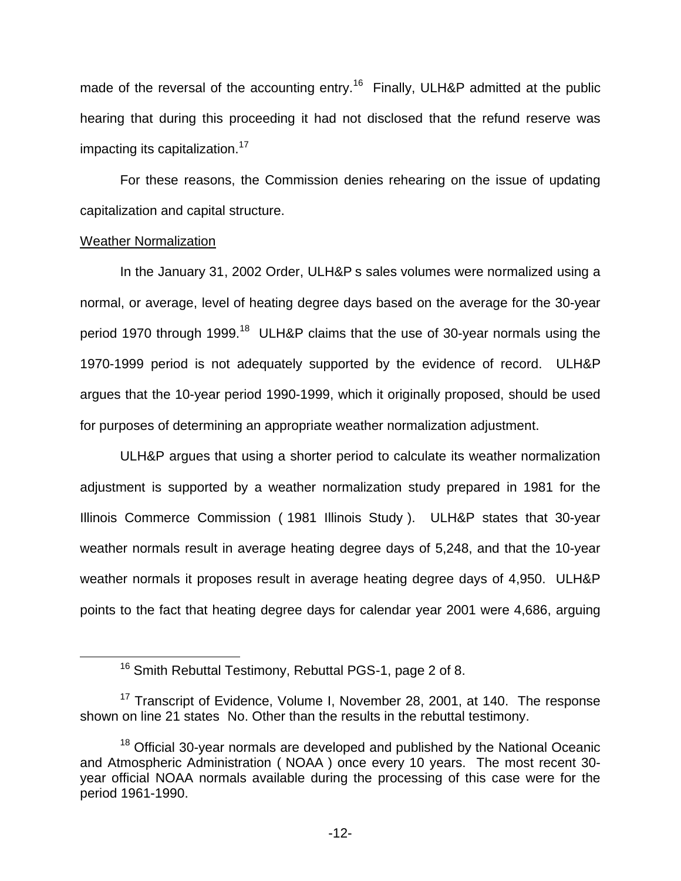made of the reversal of the accounting entry.[16] Finally, ULH&P admitted at the public hearing that during this proceeding it had not disclosed that the refund reserve was impacting its capitalization.[17]

For these reasons, the Commission denies rehearing on the issue of updating capitalization and capital structure.

<u>Weather Normalization</u>

In the January 31, 2002 Order, ULH&P s sales volumes were normalized using a normal, or average, level of heating degree days based on the average for the 30-year period 1970 through 1999.[18] ULH&P claims that the use of 30-year normals using the 1970-1999 period is not adequately supported by the evidence of record. ULH&P argues that the 10-year period 1990-1999, which it originally proposed, should be used for purposes of determining an appropriate weather normalization adjustment.

ULH&P argues that using a shorter period to calculate its weather normalization adjustment is supported by a weather normalization study prepared in 1981 for the Illinois Commerce Commission ( 1981 Illinois Study ). ULH&P states that 30-year weather normals result in average heating degree days of 5,248, and that the 10-year weather normals it proposes result in average heating degree days of 4,950. ULH&P points to the fact that heating degree days for calendar year 2001 were 4,686, arguing

---

[16] Smith Rebuttal Testimony, Rebuttal PGS-1, page 2 of 8.

[17] Transcript of Evidence, Volume I, November 28, 2001, at 140. The response shown on line 21 states No. Other than the results in the rebuttal testimony.

[18] Official 30-year normals are developed and published by the National Oceanic and Atmospheric Administration ( NOAA ) once every 10 years. The most recent 30-year official NOAA normals available during the processing of this case were for the period 1961-1990.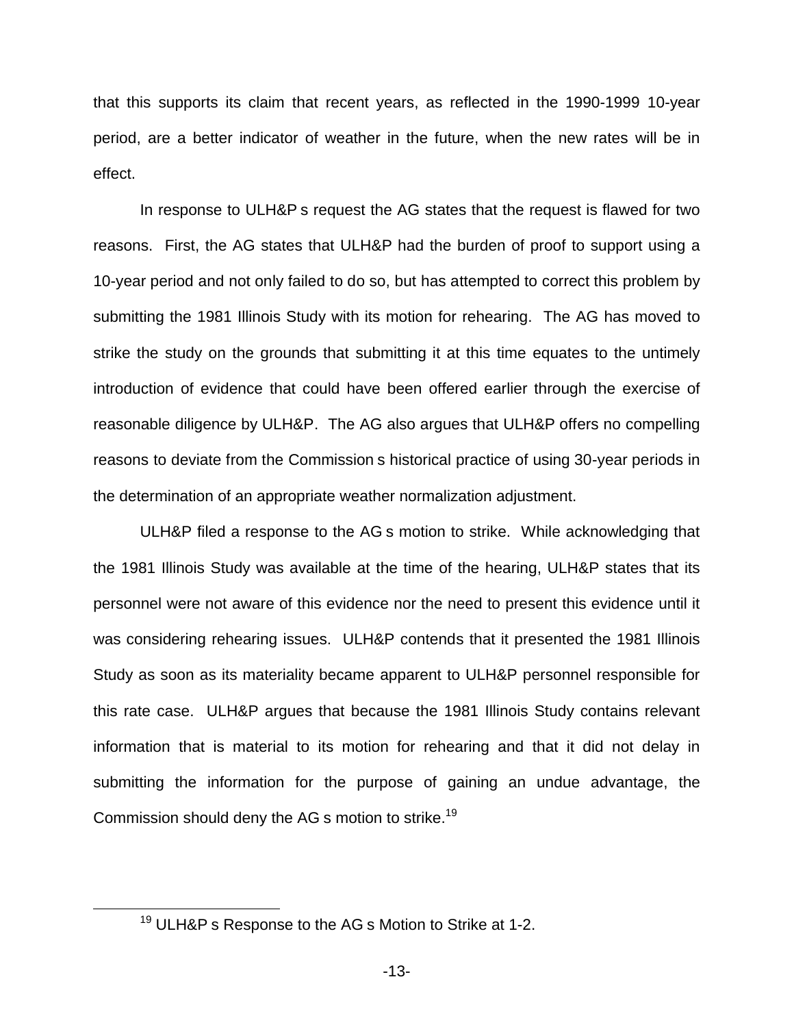that this supports its claim that recent years, as reflected in the 1990-1999 10-year period, are a better indicator of weather in the future, when the new rates will be in effect.

In response to ULH&P s request the AG states that the request is flawed for two reasons. First, the AG states that ULH&P had the burden of proof to support using a 10-year period and not only failed to do so, but has attempted to correct this problem by submitting the 1981 Illinois Study with its motion for rehearing. The AG has moved to strike the study on the grounds that submitting it at this time equates to the untimely introduction of evidence that could have been offered earlier through the exercise of reasonable diligence by ULH&P. The AG also argues that ULH&P offers no compelling reasons to deviate from the Commission s historical practice of using 30-year periods in the determination of an appropriate weather normalization adjustment.

ULH&P filed a response to the AG s motion to strike. While acknowledging that the 1981 Illinois Study was available at the time of the hearing, ULH&P states that its personnel were not aware of this evidence nor the need to present this evidence until it was considering rehearing issues. ULH&P contends that it presented the 1981 Illinois Study as soon as its materiality became apparent to ULH&P personnel responsible for this rate case. ULH&P argues that because the 1981 Illinois Study contains relevant information that is material to its motion for rehearing and that it did not delay in submitting the information for the purpose of gaining an undue advantage, the Commission should deny the AG s motion to strike.[19]

---

[19] ULH&P s Response to the AG s Motion to Strike at 1-2.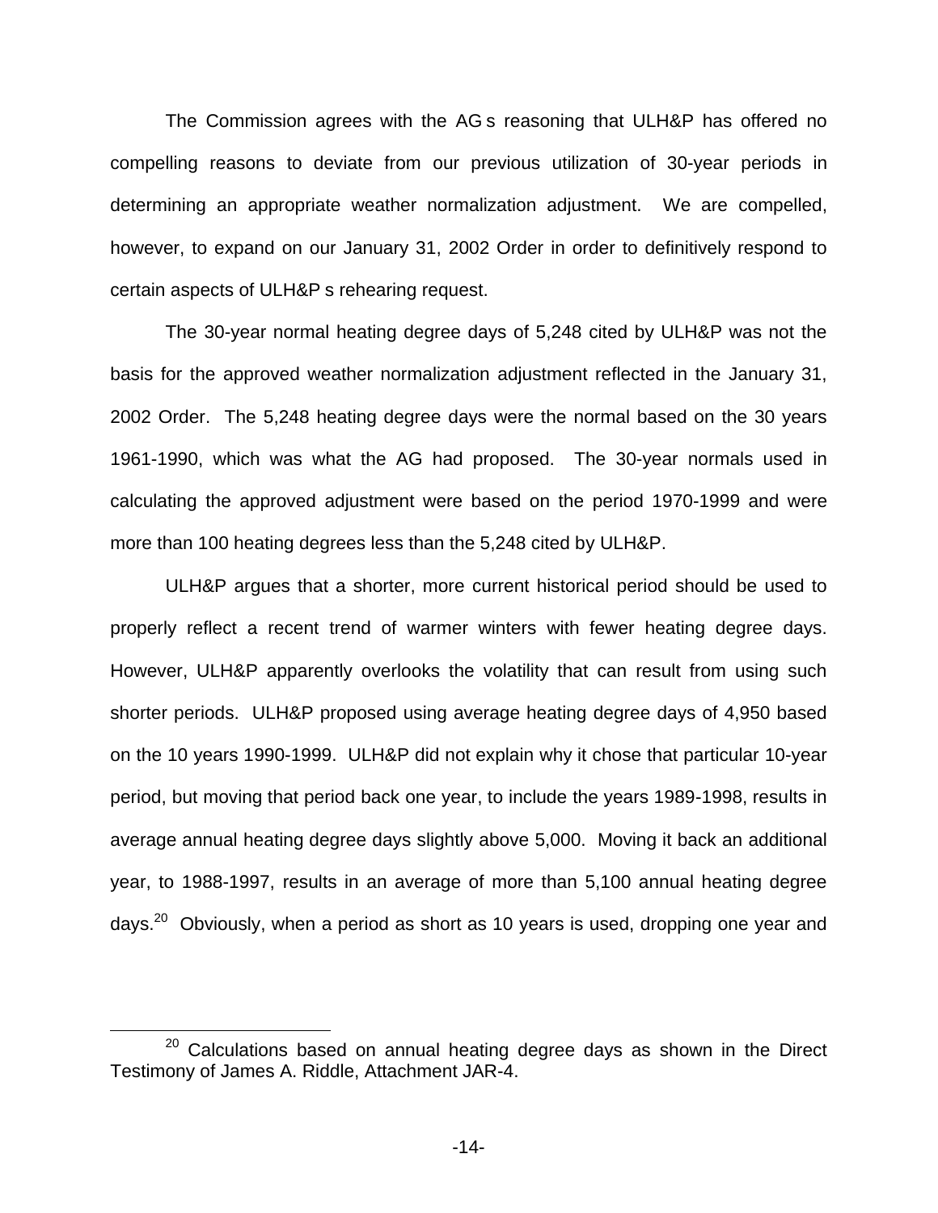The Commission agrees with the AG s reasoning that ULH&P has offered no compelling reasons to deviate from our previous utilization of 30-year periods in determining an appropriate weather normalization adjustment. We are compelled, however, to expand on our January 31, 2002 Order in order to definitively respond to certain aspects of ULH&P s rehearing request.

The 30-year normal heating degree days of 5,248 cited by ULH&P was not the basis for the approved weather normalization adjustment reflected in the January 31, 2002 Order. The 5,248 heating degree days were the normal based on the 30 years 1961-1990, which was what the AG had proposed. The 30-year normals used in calculating the approved adjustment were based on the period 1970-1999 and were more than 100 heating degrees less than the 5,248 cited by ULH&P.

ULH&P argues that a shorter, more current historical period should be used to properly reflect a recent trend of warmer winters with fewer heating degree days. However, ULH&P apparently overlooks the volatility that can result from using such shorter periods. ULH&P proposed using average heating degree days of 4,950 based on the 10 years 1990-1999. ULH&P did not explain why it chose that particular 10-year period, but moving that period back one year, to include the years 1989-1998, results in average annual heating degree days slightly above 5,000. Moving it back an additional year, to 1988-1997, results in an average of more than 5,100 annual heating degree days.[20] Obviously, when a period as short as 10 years is used, dropping one year and

[20] Calculations based on annual heating degree days as shown in the Direct Testimony of James A. Riddle, Attachment JAR-4.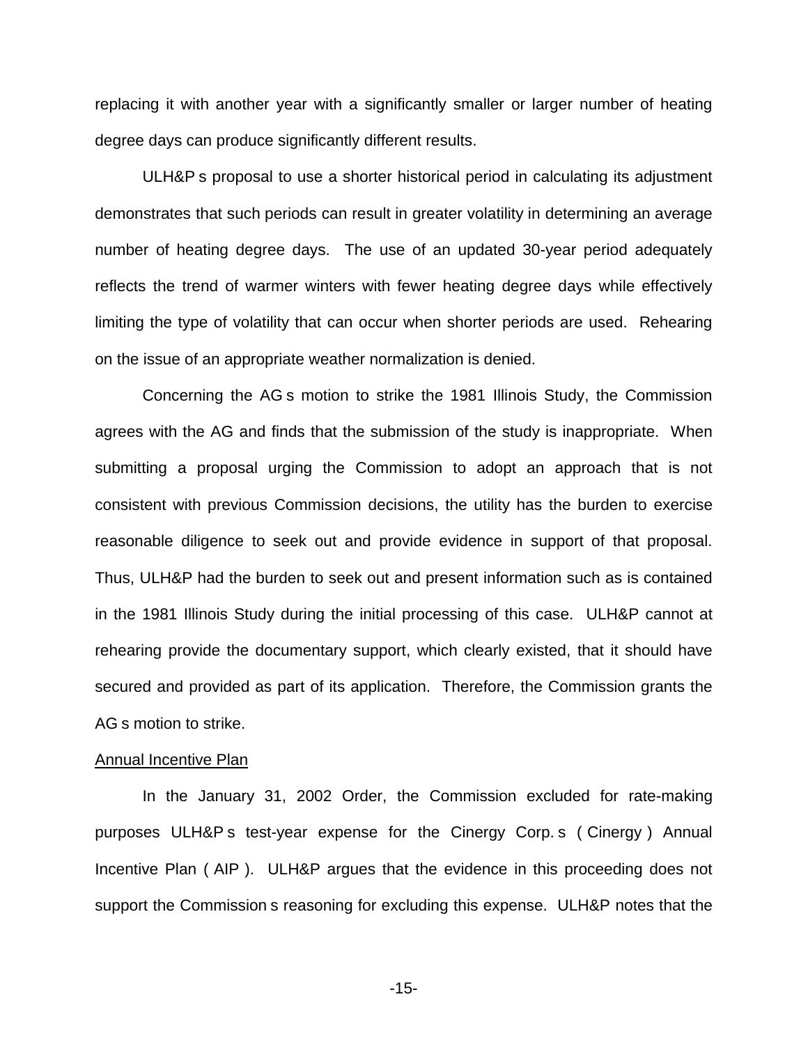replacing it with another year with a significantly smaller or larger number of heating degree days can produce significantly different results.

ULH&P s proposal to use a shorter historical period in calculating its adjustment demonstrates that such periods can result in greater volatility in determining an average number of heating degree days. The use of an updated 30-year period adequately reflects the trend of warmer winters with fewer heating degree days while effectively limiting the type of volatility that can occur when shorter periods are used. Rehearing on the issue of an appropriate weather normalization is denied.

Concerning the AG s motion to strike the 1981 Illinois Study, the Commission agrees with the AG and finds that the submission of the study is inappropriate. When submitting a proposal urging the Commission to adopt an approach that is not consistent with previous Commission decisions, the utility has the burden to exercise reasonable diligence to seek out and provide evidence in support of that proposal. Thus, ULH&P had the burden to seek out and present information such as is contained in the 1981 Illinois Study during the initial processing of this case. ULH&P cannot at rehearing provide the documentary support, which clearly existed, that it should have secured and provided as part of its application. Therefore, the Commission grants the AG s motion to strike.

<u>Annual Incentive Plan</u>

In the January 31, 2002 Order, the Commission excluded for rate-making purposes ULH&P s test-year expense for the Cinergy Corp. s ( Cinergy ) Annual Incentive Plan ( AIP ). ULH&P argues that the evidence in this proceeding does not support the Commission s reasoning for excluding this expense. ULH&P notes that the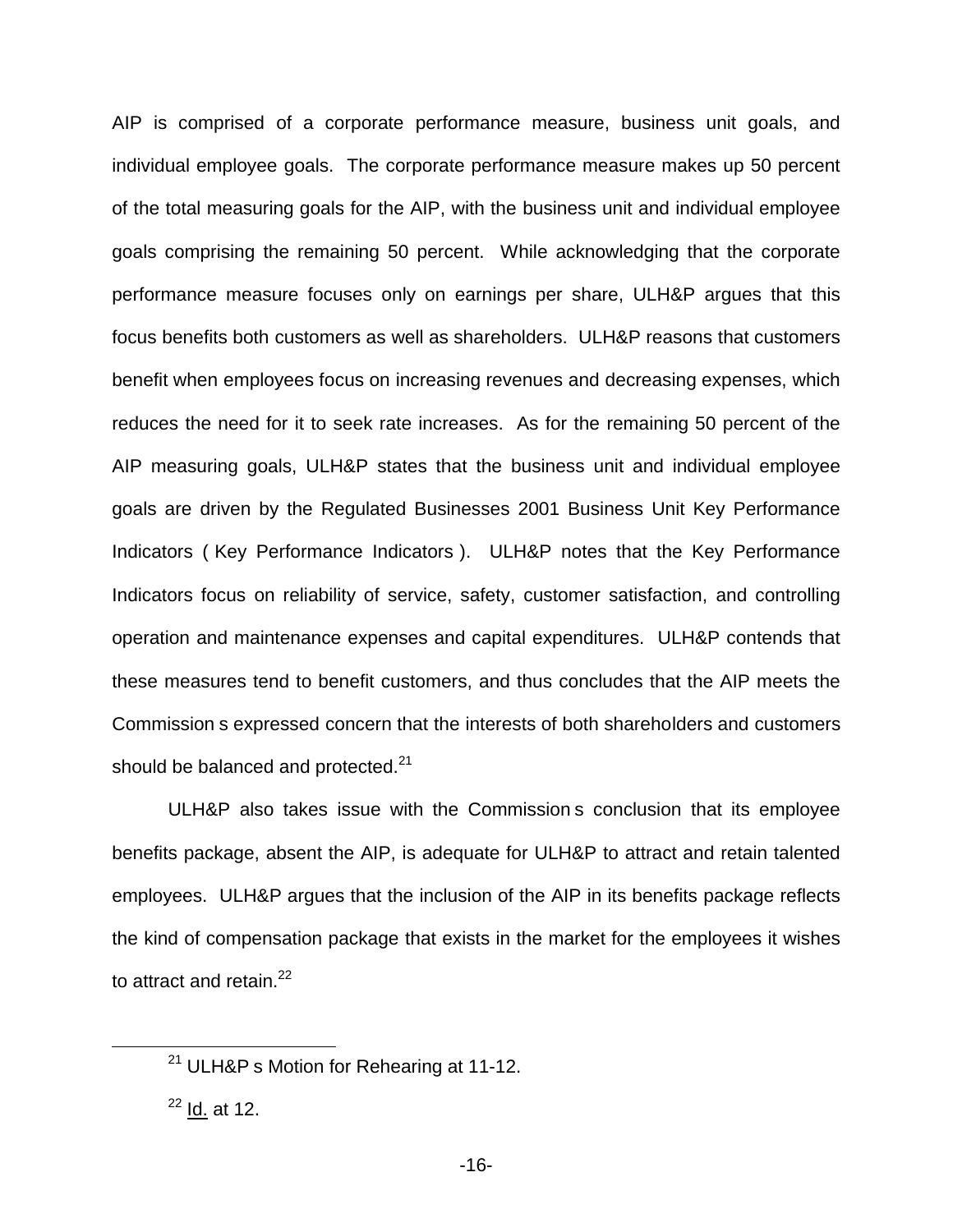AIP is comprised of a corporate performance measure, business unit goals, and individual employee goals. The corporate performance measure makes up 50 percent of the total measuring goals for the AIP, with the business unit and individual employee goals comprising the remaining 50 percent. While acknowledging that the corporate performance measure focuses only on earnings per share, ULH&P argues that this focus benefits both customers as well as shareholders. ULH&P reasons that customers benefit when employees focus on increasing revenues and decreasing expenses, which reduces the need for it to seek rate increases. As for the remaining 50 percent of the AIP measuring goals, ULH&P states that the business unit and individual employee goals are driven by the Regulated Businesses 2001 Business Unit Key Performance Indicators ( Key Performance Indicators ). ULH&P notes that the Key Performance Indicators focus on reliability of service, safety, customer satisfaction, and controlling operation and maintenance expenses and capital expenditures. ULH&P contends that these measures tend to benefit customers, and thus concludes that the AIP meets the Commission s expressed concern that the interests of both shareholders and customers should be balanced and protected.[21]

ULH&P also takes issue with the Commission s conclusion that its employee benefits package, absent the AIP, is adequate for ULH&P to attract and retain talented employees. ULH&P argues that the inclusion of the AIP in its benefits package reflects the kind of compensation package that exists in the market for the employees it wishes to attract and retain.[22]

---

[21] ULH&P s Motion for Rehearing at 11-12.

[22] Id. at 12.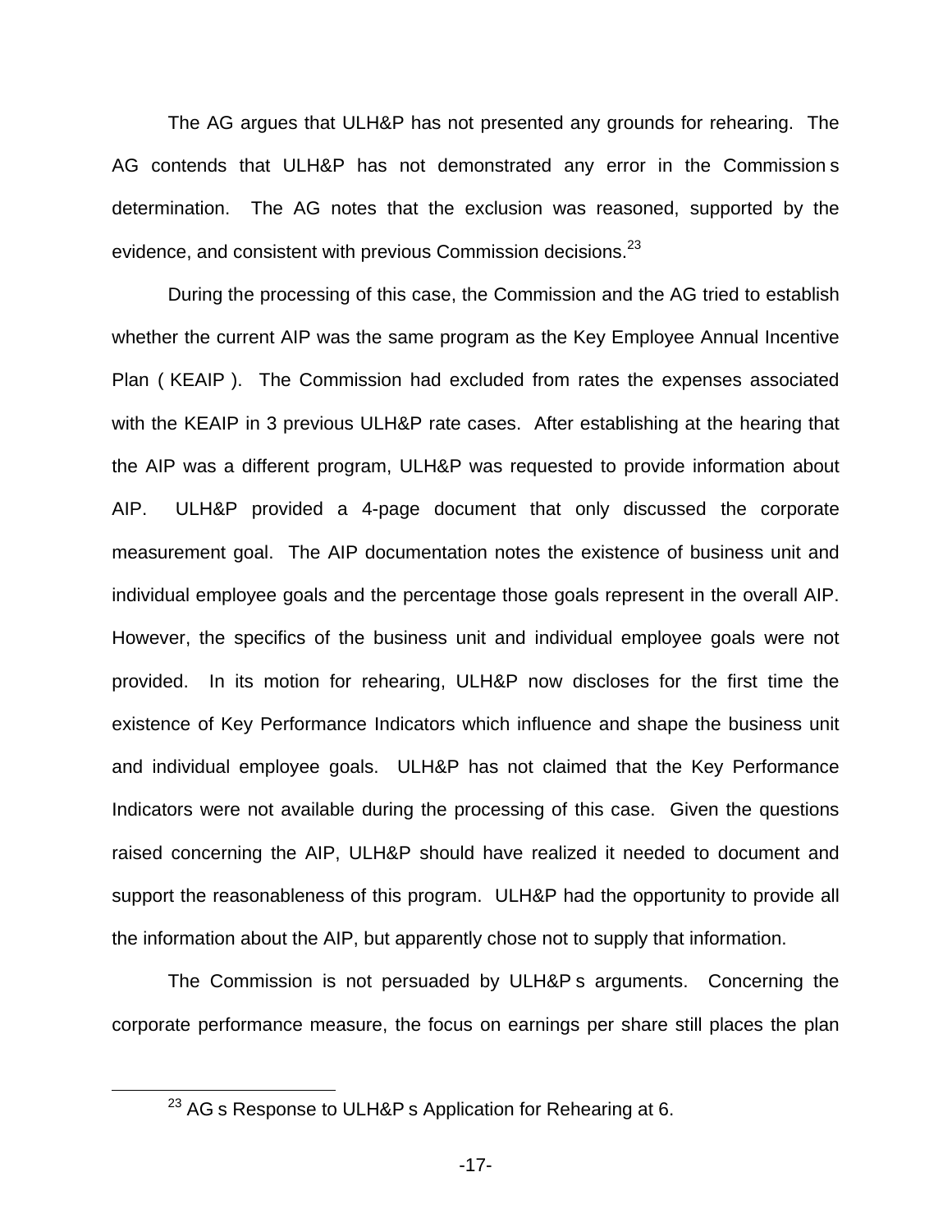The AG argues that ULH&P has not presented any grounds for rehearing. The AG contends that ULH&P has not demonstrated any error in the Commission s determination. The AG notes that the exclusion was reasoned, supported by the evidence, and consistent with previous Commission decisions.[23]

During the processing of this case, the Commission and the AG tried to establish whether the current AIP was the same program as the Key Employee Annual Incentive Plan ( KEAIP ). The Commission had excluded from rates the expenses associated with the KEAIP in 3 previous ULH&P rate cases. After establishing at the hearing that the AIP was a different program, ULH&P was requested to provide information about AIP. ULH&P provided a 4-page document that only discussed the corporate measurement goal. The AIP documentation notes the existence of business unit and individual employee goals and the percentage those goals represent in the overall AIP. However, the specifics of the business unit and individual employee goals were not provided. In its motion for rehearing, ULH&P now discloses for the first time the existence of Key Performance Indicators which influence and shape the business unit and individual employee goals. ULH&P has not claimed that the Key Performance Indicators were not available during the processing of this case. Given the questions raised concerning the AIP, ULH&P should have realized it needed to document and support the reasonableness of this program. ULH&P had the opportunity to provide all the information about the AIP, but apparently chose not to supply that information.

The Commission is not persuaded by ULH&P s arguments. Concerning the corporate performance measure, the focus on earnings per share still places the plan

[23] AG s Response to ULH&P s Application for Rehearing at 6.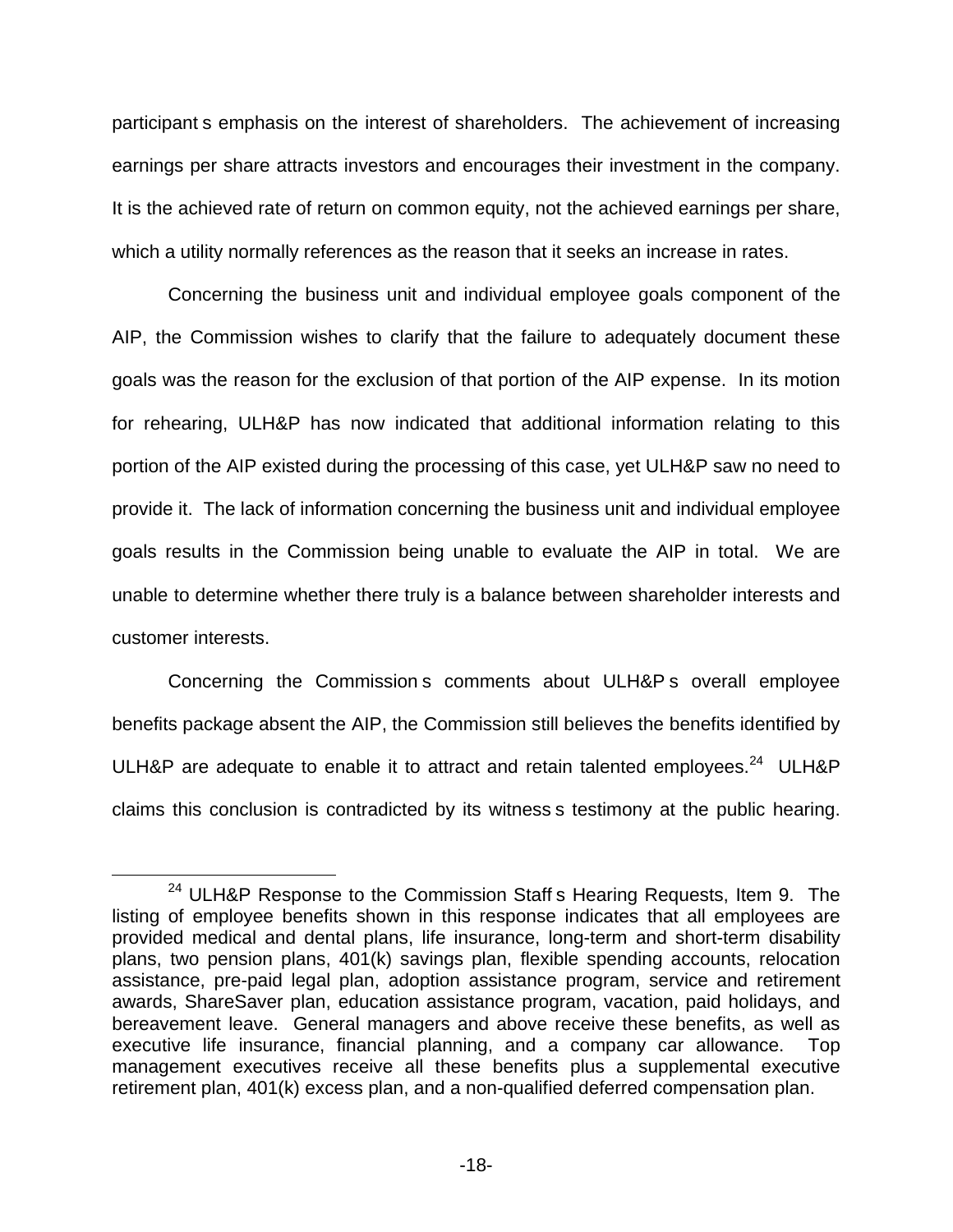participant s emphasis on the interest of shareholders. The achievement of increasing earnings per share attracts investors and encourages their investment in the company. It is the achieved rate of return on common equity, not the achieved earnings per share, which a utility normally references as the reason that it seeks an increase in rates.

Concerning the business unit and individual employee goals component of the AIP, the Commission wishes to clarify that the failure to adequately document these goals was the reason for the exclusion of that portion of the AIP expense. In its motion for rehearing, ULH&P has now indicated that additional information relating to this portion of the AIP existed during the processing of this case, yet ULH&P saw no need to provide it. The lack of information concerning the business unit and individual employee goals results in the Commission being unable to evaluate the AIP in total. We are unable to determine whether there truly is a balance between shareholder interests and customer interests.

Concerning the Commission s comments about ULH&P s overall employee benefits package absent the AIP, the Commission still believes the benefits identified by ULH&P are adequate to enable it to attract and retain talented employees.[24] ULH&P claims this conclusion is contradicted by its witness s testimony at the public hearing.

[24] ULH&P Response to the Commission Staff s Hearing Requests, Item 9. The listing of employee benefits shown in this response indicates that all employees are provided medical and dental plans, life insurance, long-term and short-term disability plans, two pension plans, 401(k) savings plan, flexible spending accounts, relocation assistance, pre-paid legal plan, adoption assistance program, service and retirement awards, ShareSaver plan, education assistance program, vacation, paid holidays, and bereavement leave. General managers and above receive these benefits, as well as executive life insurance, financial planning, and a company car allowance. Top management executives receive all these benefits plus a supplemental executive retirement plan, 401(k) excess plan, and a non-qualified deferred compensation plan.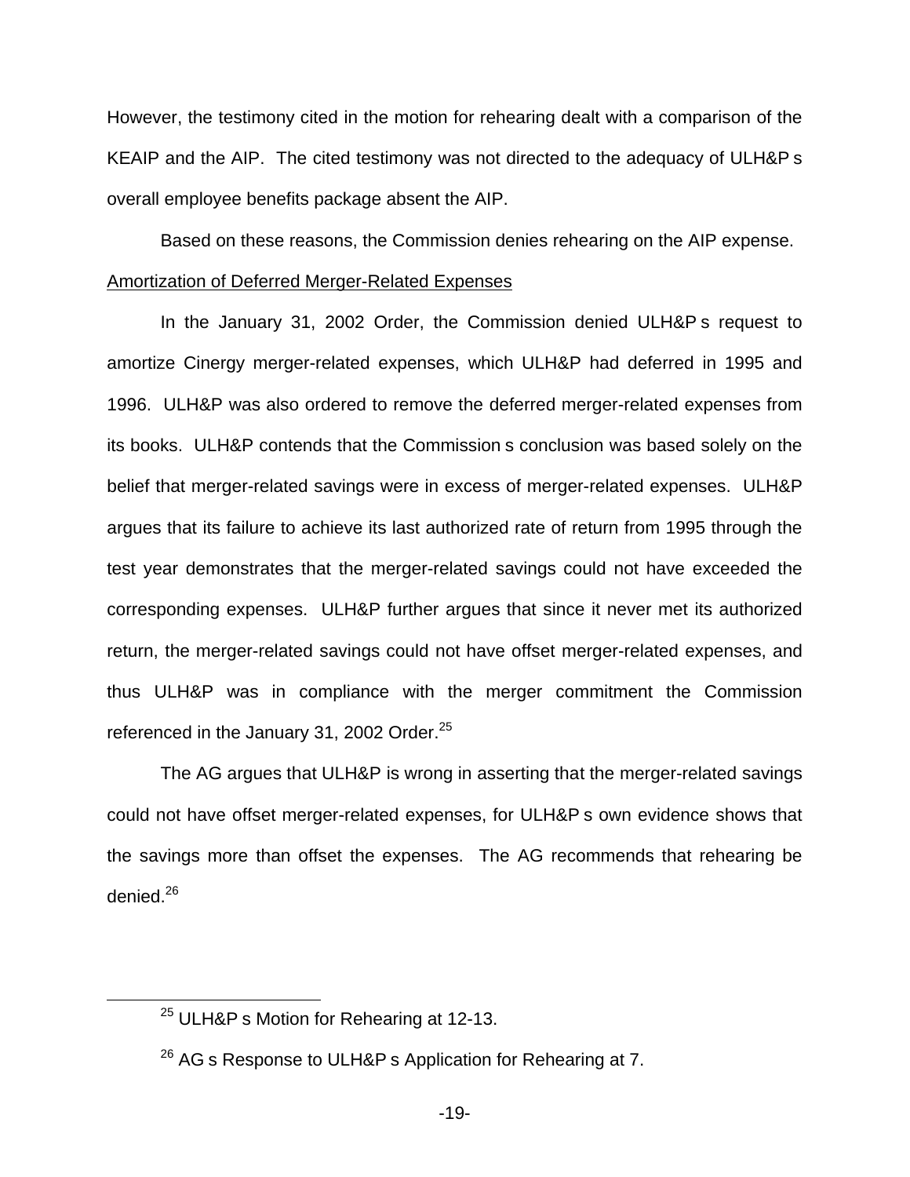However, the testimony cited in the motion for rehearing dealt with a comparison of the KEAIP and the AIP. The cited testimony was not directed to the adequacy of ULH&P s overall employee benefits package absent the AIP.

Based on these reasons, the Commission denies rehearing on the AIP expense.

Amortization of Deferred Merger-Related Expenses

In the January 31, 2002 Order, the Commission denied ULH&P s request to amortize Cinergy merger-related expenses, which ULH&P had deferred in 1995 and 1996. ULH&P was also ordered to remove the deferred merger-related expenses from its books. ULH&P contends that the Commission s conclusion was based solely on the belief that merger-related savings were in excess of merger-related expenses. ULH&P argues that its failure to achieve its last authorized rate of return from 1995 through the test year demonstrates that the merger-related savings could not have exceeded the corresponding expenses. ULH&P further argues that since it never met its authorized return, the merger-related savings could not have offset merger-related expenses, and thus ULH&P was in compliance with the merger commitment the Commission referenced in the January 31, 2002 Order.[25]

The AG argues that ULH&P is wrong in asserting that the merger-related savings could not have offset merger-related expenses, for ULH&P s own evidence shows that the savings more than offset the expenses. The AG recommends that rehearing be denied.[26]

---

[25] ULH&P s Motion for Rehearing at 12-13.

[26] AG s Response to ULH&P s Application for Rehearing at 7.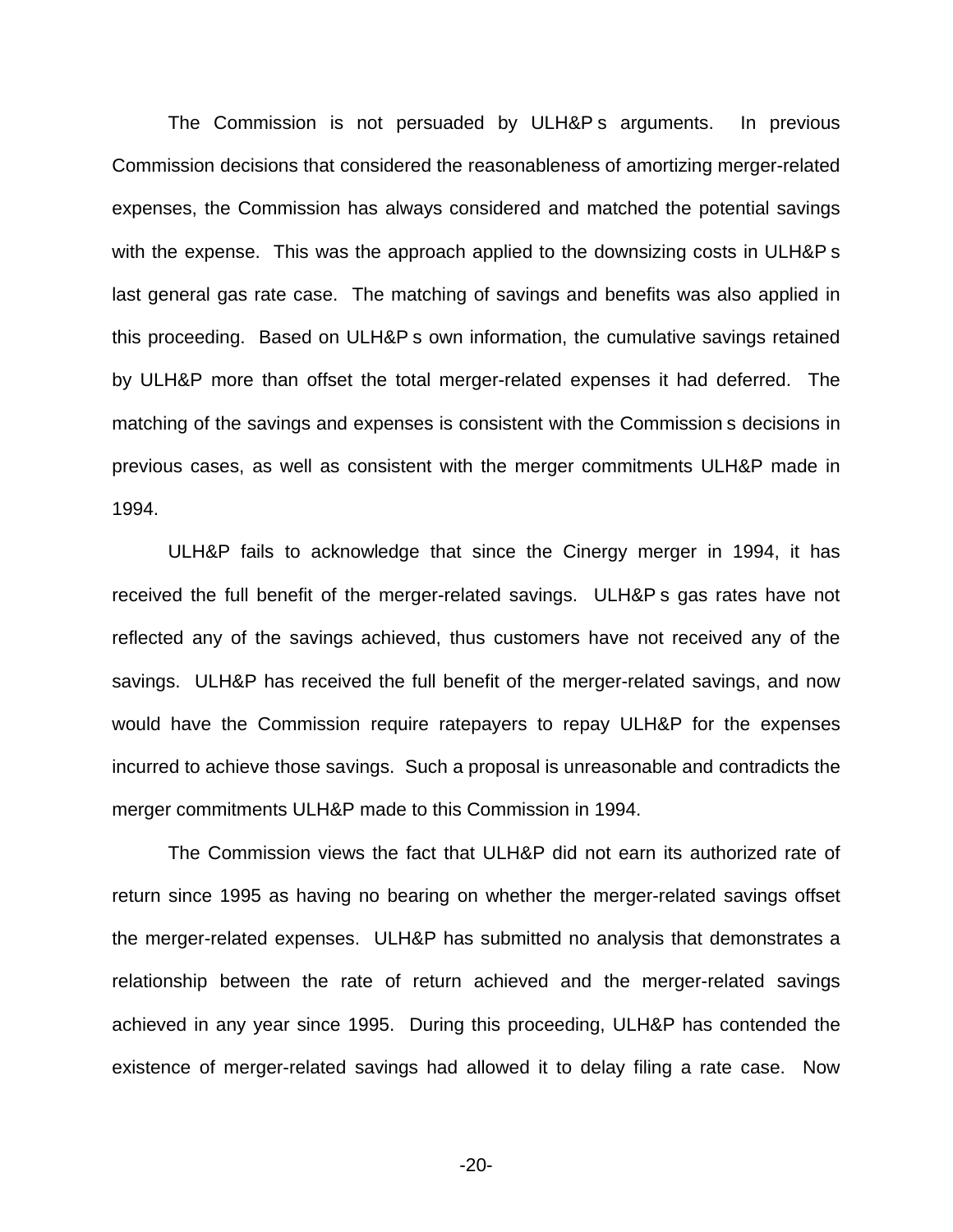The Commission is not persuaded by ULH&P s arguments. In previous Commission decisions that considered the reasonableness of amortizing merger-related expenses, the Commission has always considered and matched the potential savings with the expense. This was the approach applied to the downsizing costs in ULH&P s last general gas rate case. The matching of savings and benefits was also applied in this proceeding. Based on ULH&P s own information, the cumulative savings retained by ULH&P more than offset the total merger-related expenses it had deferred. The matching of the savings and expenses is consistent with the Commission s decisions in previous cases, as well as consistent with the merger commitments ULH&P made in 1994.

ULH&P fails to acknowledge that since the Cinergy merger in 1994, it has received the full benefit of the merger-related savings. ULH&P s gas rates have not reflected any of the savings achieved, thus customers have not received any of the savings. ULH&P has received the full benefit of the merger-related savings, and now would have the Commission require ratepayers to repay ULH&P for the expenses incurred to achieve those savings. Such a proposal is unreasonable and contradicts the merger commitments ULH&P made to this Commission in 1994.

The Commission views the fact that ULH&P did not earn its authorized rate of return since 1995 as having no bearing on whether the merger-related savings offset the merger-related expenses. ULH&P has submitted no analysis that demonstrates a relationship between the rate of return achieved and the merger-related savings achieved in any year since 1995. During this proceeding, ULH&P has contended the existence of merger-related savings had allowed it to delay filing a rate case. Now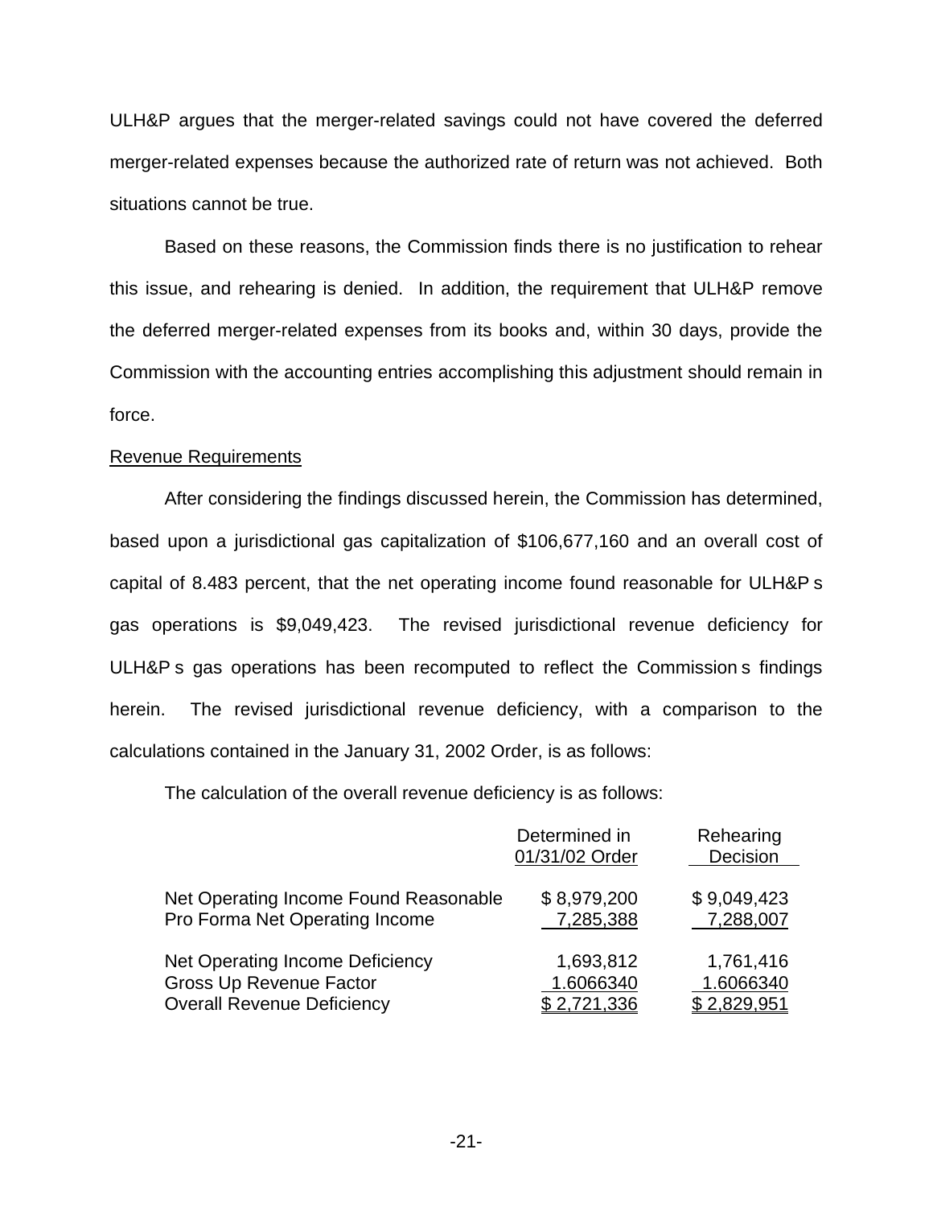ULH&P argues that the merger-related savings could not have covered the deferred merger-related expenses because the authorized rate of return was not achieved. Both situations cannot be true.

Based on these reasons, the Commission finds there is no justification to rehear this issue, and rehearing is denied. In addition, the requirement that ULH&P remove the deferred merger-related expenses from its books and, within 30 days, provide the Commission with the accounting entries accomplishing this adjustment should remain in force.

Revenue Requirements

After considering the findings discussed herein, the Commission has determined, based upon a jurisdictional gas capitalization of $106,677,160 and an overall cost of capital of 8.483 percent, that the net operating income found reasonable for ULH&P s gas operations is $9,049,423. The revised jurisdictional revenue deficiency for ULH&P s gas operations has been recomputed to reflect the Commission s findings herein. The revised jurisdictional revenue deficiency, with a comparison to the calculations contained in the January 31, 2002 Order, is as follows:

The calculation of the overall revenue deficiency is as follows:

| | Determined in 01/31/02 Order | Rehearing Decision |
|---|---|---|
| Net Operating Income Found Reasonable | $ 8,979,200 | $ 9,049,423 |
| Pro Forma Net Operating Income | 7,285,388 | 7,288,007 |
| Net Operating Income Deficiency | 1,693,812 | 1,761,416 |
| Gross Up Revenue Factor | 1.6066340 | 1.6066340 |
| Overall Revenue Deficiency | $ 2,721,336 | $ 2,829,951 |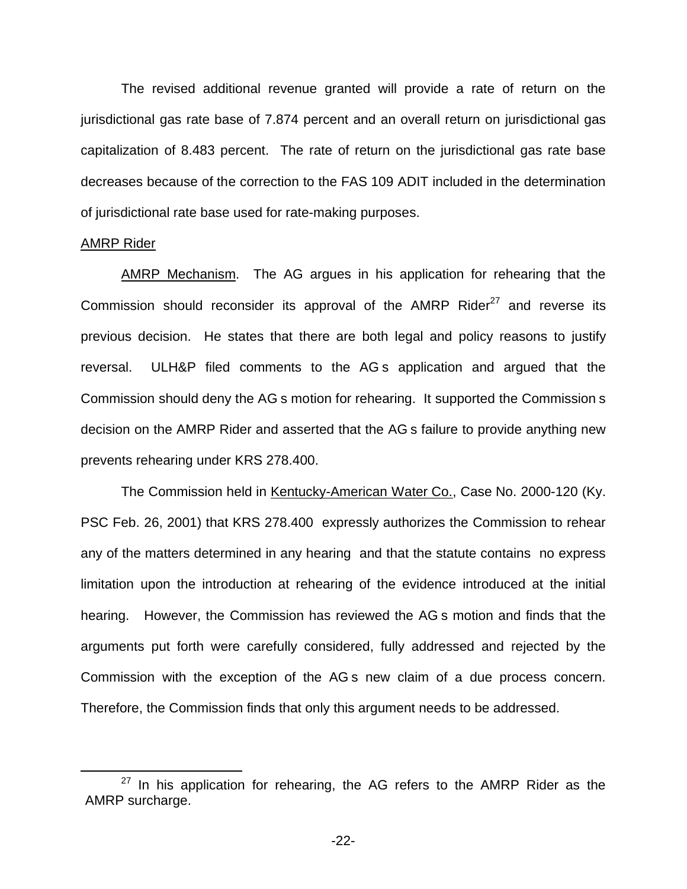The revised additional revenue granted will provide a rate of return on the jurisdictional gas rate base of 7.874 percent and an overall return on jurisdictional gas capitalization of 8.483 percent. The rate of return on the jurisdictional gas rate base decreases because of the correction to the FAS 109 ADIT included in the determination of jurisdictional rate base used for rate-making purposes.

<u>AMRP Rider</u>

<u>AMRP Mechanism</u>. The AG argues in his application for rehearing that the Commission should reconsider its approval of the AMRP Rider[27] and reverse its previous decision. He states that there are both legal and policy reasons to justify reversal. ULH&P filed comments to the AG s application and argued that the Commission should deny the AG s motion for rehearing. It supported the Commission s decision on the AMRP Rider and asserted that the AG s failure to provide anything new prevents rehearing under KRS 278.400.

The Commission held in <u>Kentucky-American Water Co.</u>, Case No. 2000-120 (Ky. PSC Feb. 26, 2001) that KRS 278.400 expressly authorizes the Commission to rehear any of the matters determined in any hearing and that the statute contains no express limitation upon the introduction at rehearing of the evidence introduced at the initial hearing. However, the Commission has reviewed the AG s motion and finds that the arguments put forth were carefully considered, fully addressed and rejected by the Commission with the exception of the AG s new claim of a due process concern. Therefore, the Commission finds that only this argument needs to be addressed.

[27] In his application for rehearing, the AG refers to the AMRP Rider as the AMRP surcharge.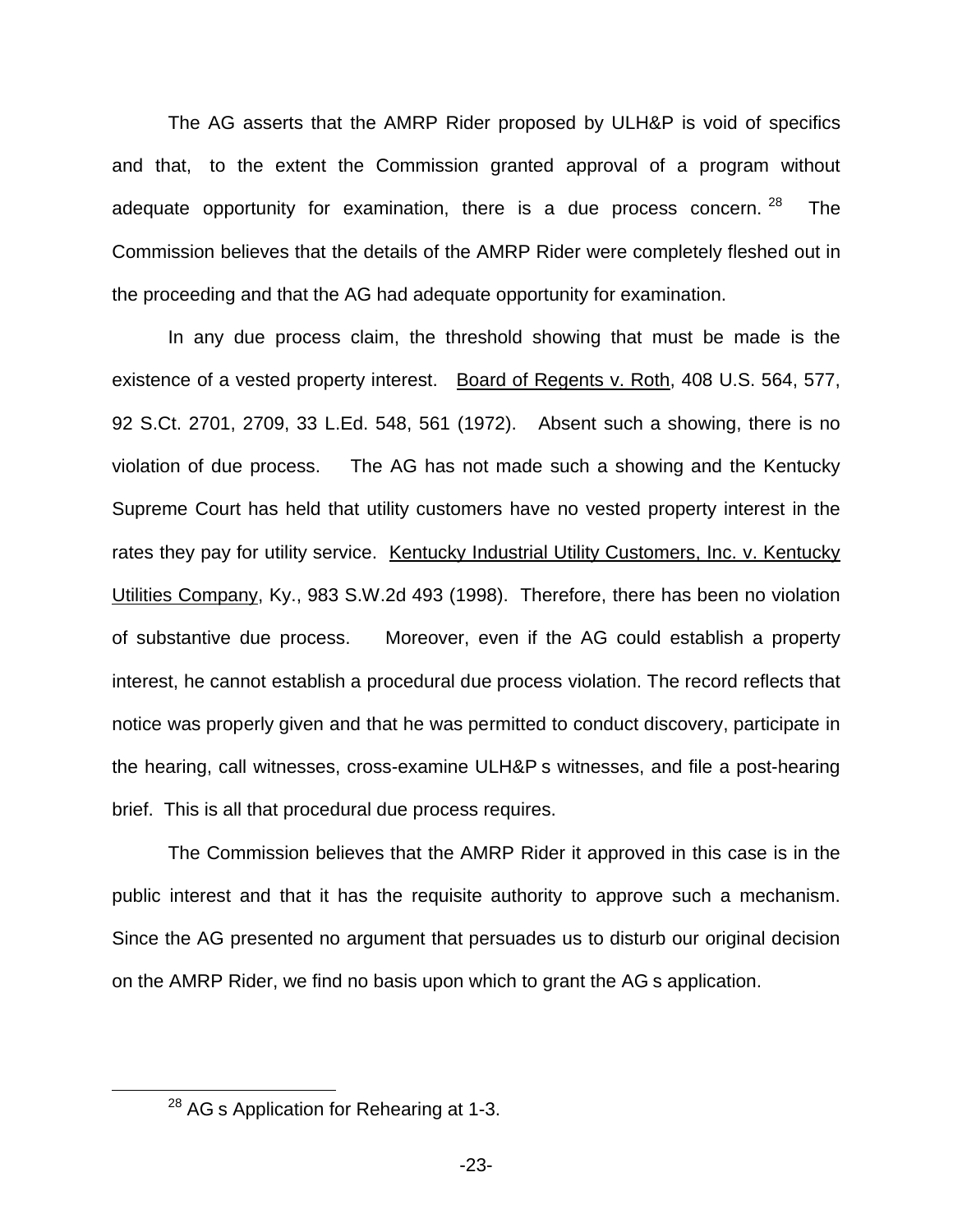The AG asserts that the AMRP Rider proposed by ULH&P is void of specifics and that, to the extent the Commission granted approval of a program without adequate opportunity for examination, there is a due process concern.[28] The Commission believes that the details of the AMRP Rider were completely fleshed out in the proceeding and that the AG had adequate opportunity for examination.

In any due process claim, the threshold showing that must be made is the existence of a vested property interest. Board of Regents v. Roth, 408 U.S. 564, 577, 92 S.Ct. 2701, 2709, 33 L.Ed. 548, 561 (1972). Absent such a showing, there is no violation of due process. The AG has not made such a showing and the Kentucky Supreme Court has held that utility customers have no vested property interest in the rates they pay for utility service. Kentucky Industrial Utility Customers, Inc. v. Kentucky Utilities Company, Ky., 983 S.W.2d 493 (1998). Therefore, there has been no violation of substantive due process. Moreover, even if the AG could establish a property interest, he cannot establish a procedural due process violation. The record reflects that notice was properly given and that he was permitted to conduct discovery, participate in the hearing, call witnesses, cross-examine ULH&P s witnesses, and file a post-hearing brief. This is all that procedural due process requires.

The Commission believes that the AMRP Rider it approved in this case is in the public interest and that it has the requisite authority to approve such a mechanism. Since the AG presented no argument that persuades us to disturb our original decision on the AMRP Rider, we find no basis upon which to grant the AG s application.

---

[28] AG s Application for Rehearing at 1-3.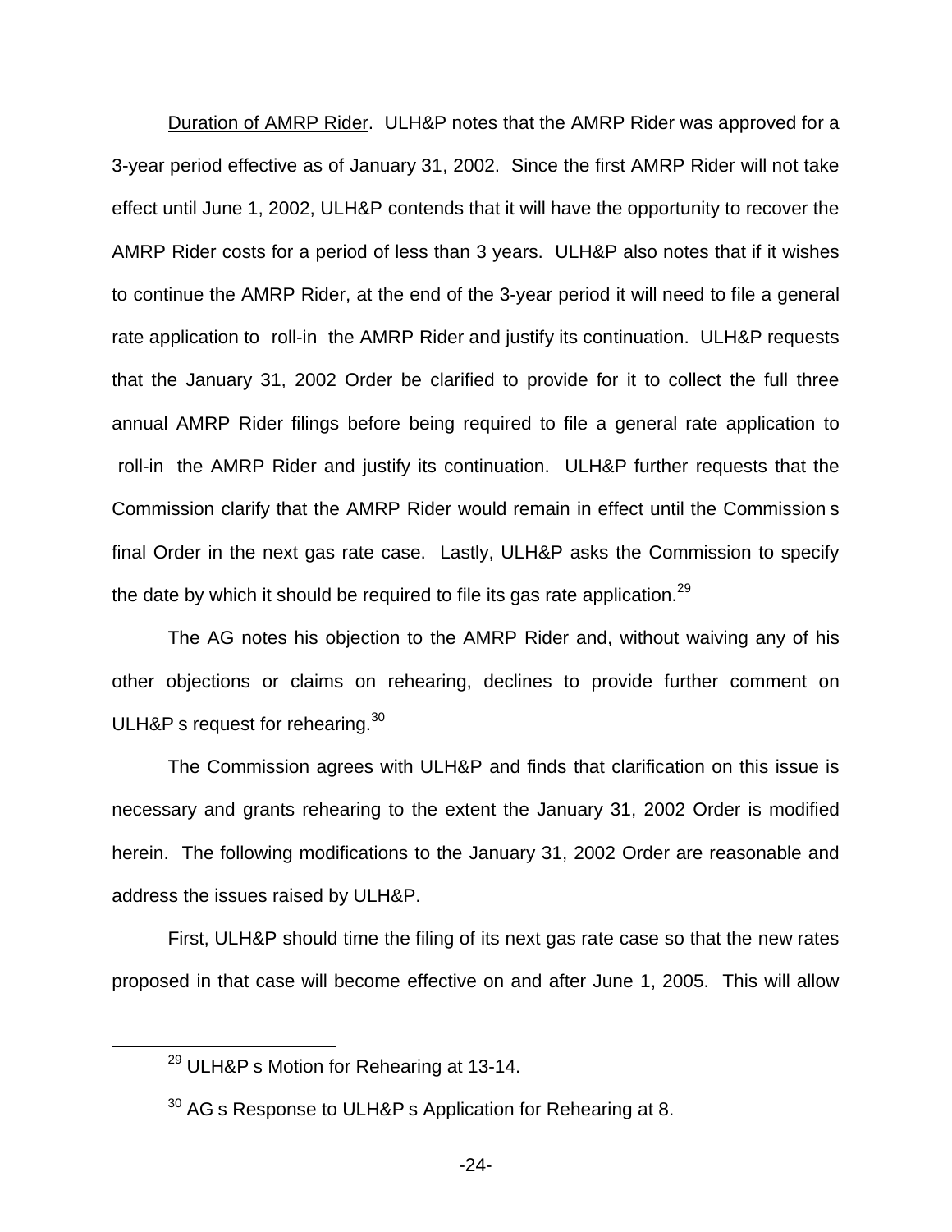Duration of AMRP Rider. ULH&P notes that the AMRP Rider was approved for a 3-year period effective as of January 31, 2002. Since the first AMRP Rider will not take effect until June 1, 2002, ULH&P contends that it will have the opportunity to recover the AMRP Rider costs for a period of less than 3 years. ULH&P also notes that if it wishes to continue the AMRP Rider, at the end of the 3-year period it will need to file a general rate application to roll-in the AMRP Rider and justify its continuation. ULH&P requests that the January 31, 2002 Order be clarified to provide for it to collect the full three annual AMRP Rider filings before being required to file a general rate application to roll-in the AMRP Rider and justify its continuation. ULH&P further requests that the Commission clarify that the AMRP Rider would remain in effect until the Commission s final Order in the next gas rate case. Lastly, ULH&P asks the Commission to specify the date by which it should be required to file its gas rate application.[29]

The AG notes his objection to the AMRP Rider and, without waiving any of his other objections or claims on rehearing, declines to provide further comment on ULH&P s request for rehearing.[30]

The Commission agrees with ULH&P and finds that clarification on this issue is necessary and grants rehearing to the extent the January 31, 2002 Order is modified herein. The following modifications to the January 31, 2002 Order are reasonable and address the issues raised by ULH&P.

First, ULH&P should time the filing of its next gas rate case so that the new rates proposed in that case will become effective on and after June 1, 2005. This will allow

[29] ULH&P s Motion for Rehearing at 13-14.

[30] AG s Response to ULH&P s Application for Rehearing at 8.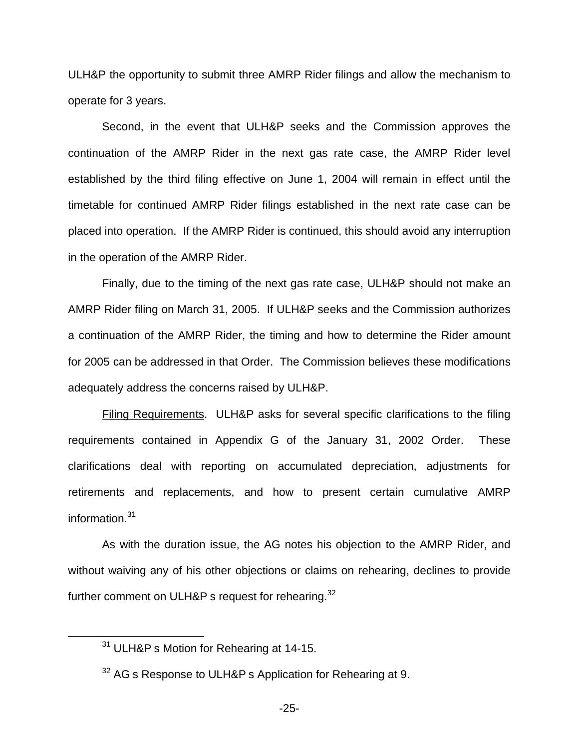ULH&P the opportunity to submit three AMRP Rider filings and allow the mechanism to operate for 3 years.

Second, in the event that ULH&P seeks and the Commission approves the continuation of the AMRP Rider in the next gas rate case, the AMRP Rider level established by the third filing effective on June 1, 2004 will remain in effect until the timetable for continued AMRP Rider filings established in the next rate case can be placed into operation. If the AMRP Rider is continued, this should avoid any interruption in the operation of the AMRP Rider.

Finally, due to the timing of the next gas rate case, ULH&P should not make an AMRP Rider filing on March 31, 2005. If ULH&P seeks and the Commission authorizes a continuation of the AMRP Rider, the timing and how to determine the Rider amount for 2005 can be addressed in that Order. The Commission believes these modifications adequately address the concerns raised by ULH&P.

Filing Requirements. ULH&P asks for several specific clarifications to the filing requirements contained in Appendix G of the January 31, 2002 Order. These clarifications deal with reporting on accumulated depreciation, adjustments for retirements and replacements, and how to present certain cumulative AMRP information.[31]

As with the duration issue, the AG notes his objection to the AMRP Rider, and without waiving any of his other objections or claims on rehearing, declines to provide further comment on ULH&P s request for rehearing.[32]

---

[31] ULH&P s Motion for Rehearing at 14-15.

[32] AG s Response to ULH&P s Application for Rehearing at 9.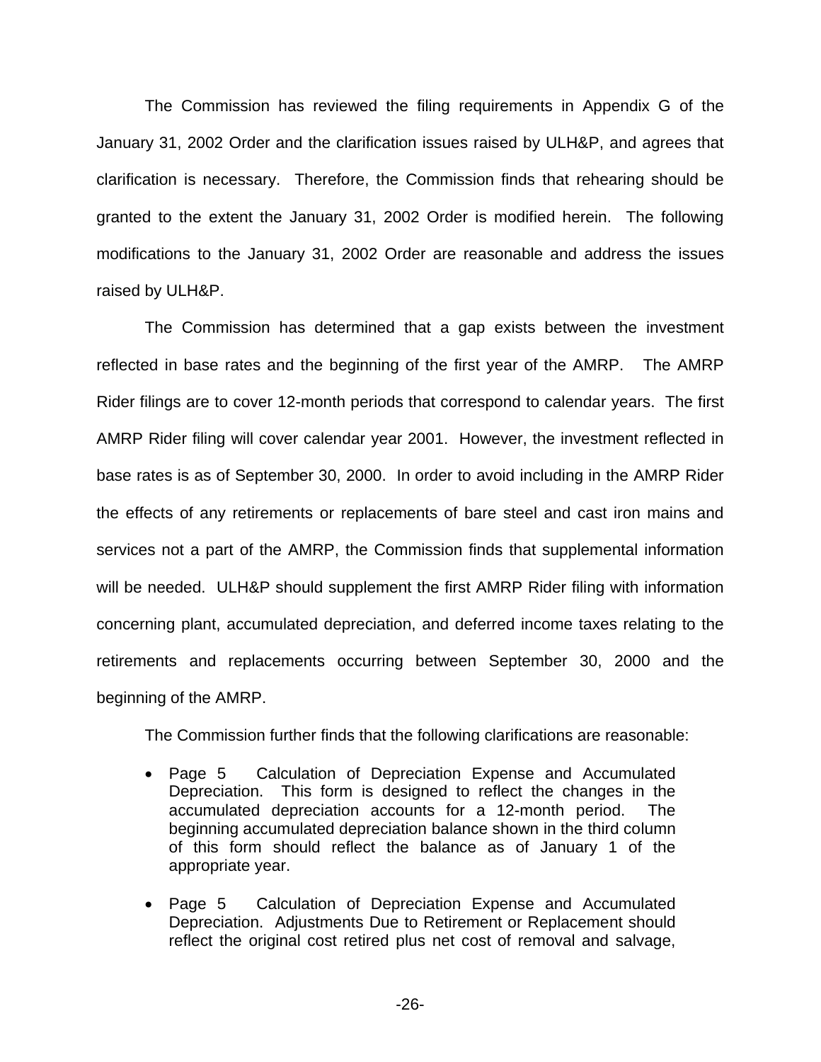The Commission has reviewed the filing requirements in Appendix G of the January 31, 2002 Order and the clarification issues raised by ULH&P, and agrees that clarification is necessary. Therefore, the Commission finds that rehearing should be granted to the extent the January 31, 2002 Order is modified herein. The following modifications to the January 31, 2002 Order are reasonable and address the issues raised by ULH&P.

The Commission has determined that a gap exists between the investment reflected in base rates and the beginning of the first year of the AMRP. The AMRP Rider filings are to cover 12-month periods that correspond to calendar years. The first AMRP Rider filing will cover calendar year 2001. However, the investment reflected in base rates is as of September 30, 2000. In order to avoid including in the AMRP Rider the effects of any retirements or replacements of bare steel and cast iron mains and services not a part of the AMRP, the Commission finds that supplemental information will be needed. ULH&P should supplement the first AMRP Rider filing with information concerning plant, accumulated depreciation, and deferred income taxes relating to the retirements and replacements occurring between September 30, 2000 and the beginning of the AMRP.

The Commission further finds that the following clarifications are reasonable:

- Page 5 Calculation of Depreciation Expense and Accumulated Depreciation. This form is designed to reflect the changes in the accumulated depreciation accounts for a 12-month period. The beginning accumulated depreciation balance shown in the third column of this form should reflect the balance as of January 1 of the appropriate year.

- Page 5 Calculation of Depreciation Expense and Accumulated Depreciation. Adjustments Due to Retirement or Replacement should reflect the original cost retired plus net cost of removal and salvage,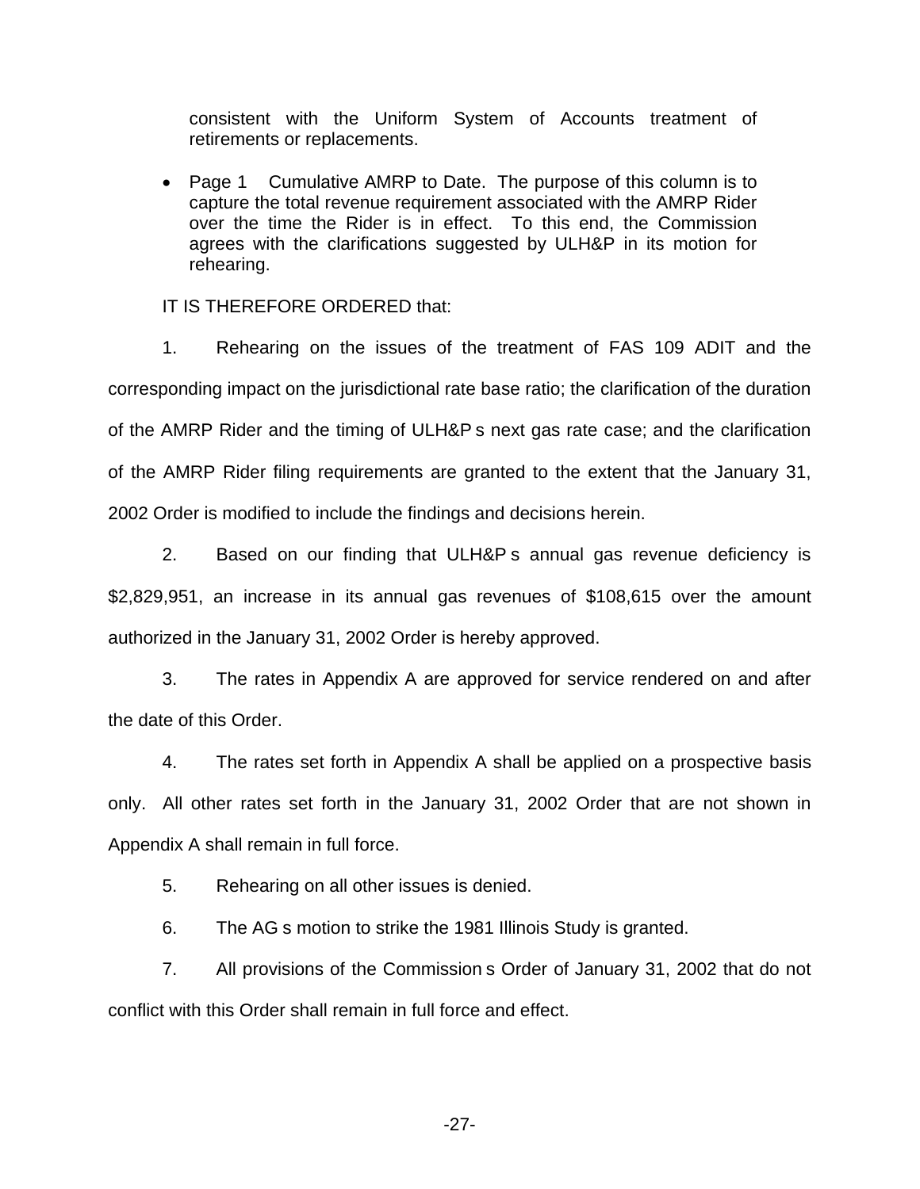consistent with the Uniform System of Accounts treatment of retirements or replacements.

- Page 1  Cumulative AMRP to Date. The purpose of this column is to capture the total revenue requirement associated with the AMRP Rider over the time the Rider is in effect. To this end, the Commission agrees with the clarifications suggested by ULH&P in its motion for rehearing.

IT IS THEREFORE ORDERED that:

1. Rehearing on the issues of the treatment of FAS 109 ADIT and the corresponding impact on the jurisdictional rate base ratio; the clarification of the duration of the AMRP Rider and the timing of ULH&P s next gas rate case; and the clarification of the AMRP Rider filing requirements are granted to the extent that the January 31, 2002 Order is modified to include the findings and decisions herein.

2. Based on our finding that ULH&P s annual gas revenue deficiency is $2,829,951, an increase in its annual gas revenues of $108,615 over the amount authorized in the January 31, 2002 Order is hereby approved.

3. The rates in Appendix A are approved for service rendered on and after the date of this Order.

4. The rates set forth in Appendix A shall be applied on a prospective basis only. All other rates set forth in the January 31, 2002 Order that are not shown in Appendix A shall remain in full force.

5. Rehearing on all other issues is denied.

6. The AG s motion to strike the 1981 Illinois Study is granted.

7. All provisions of the Commission s Order of January 31, 2002 that do not conflict with this Order shall remain in full force and effect.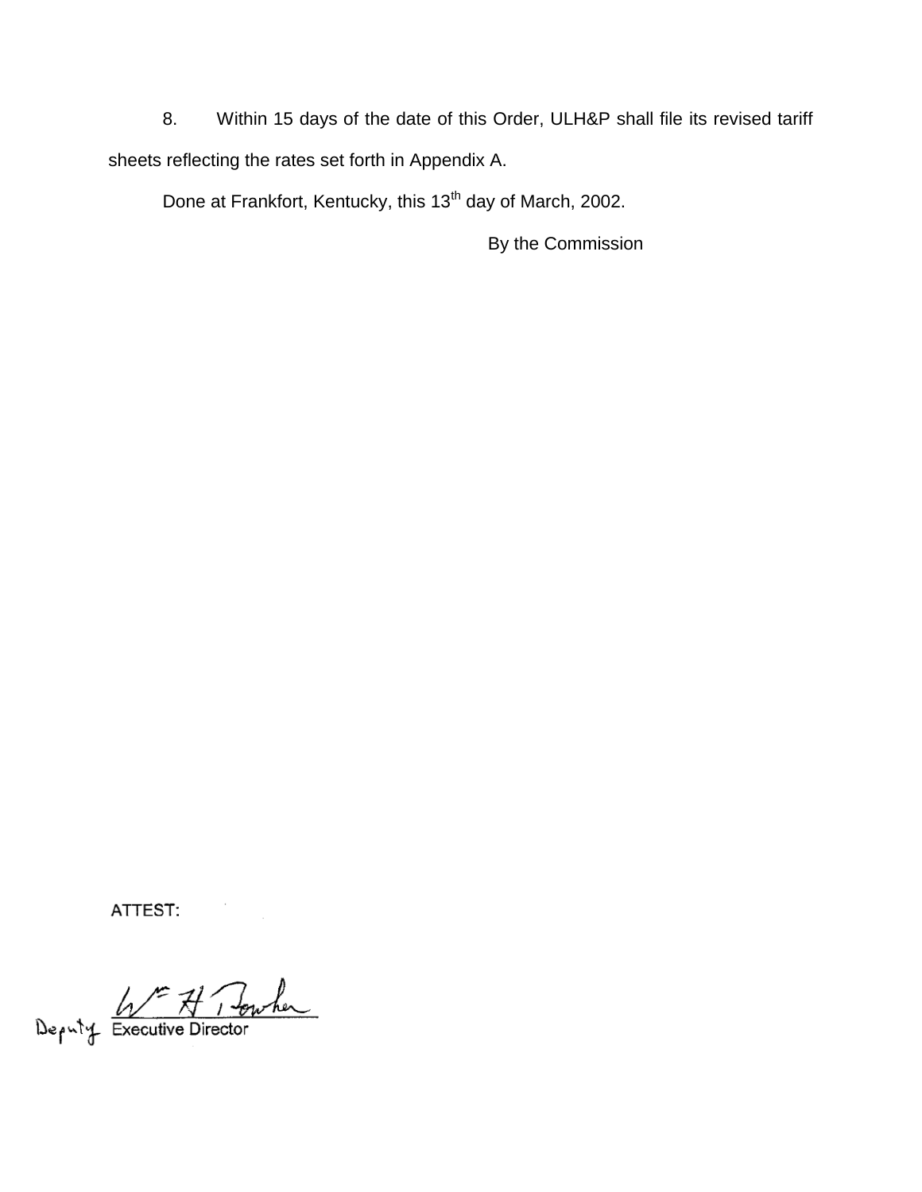8. Within 15 days of the date of this Order, ULH&P shall file its revised tariff sheets reflecting the rates set forth in Appendix A.

Done at Frankfort, Kentucky, this 13th day of March, 2002.

By the Commission

ATTEST:

Deputy Executive Director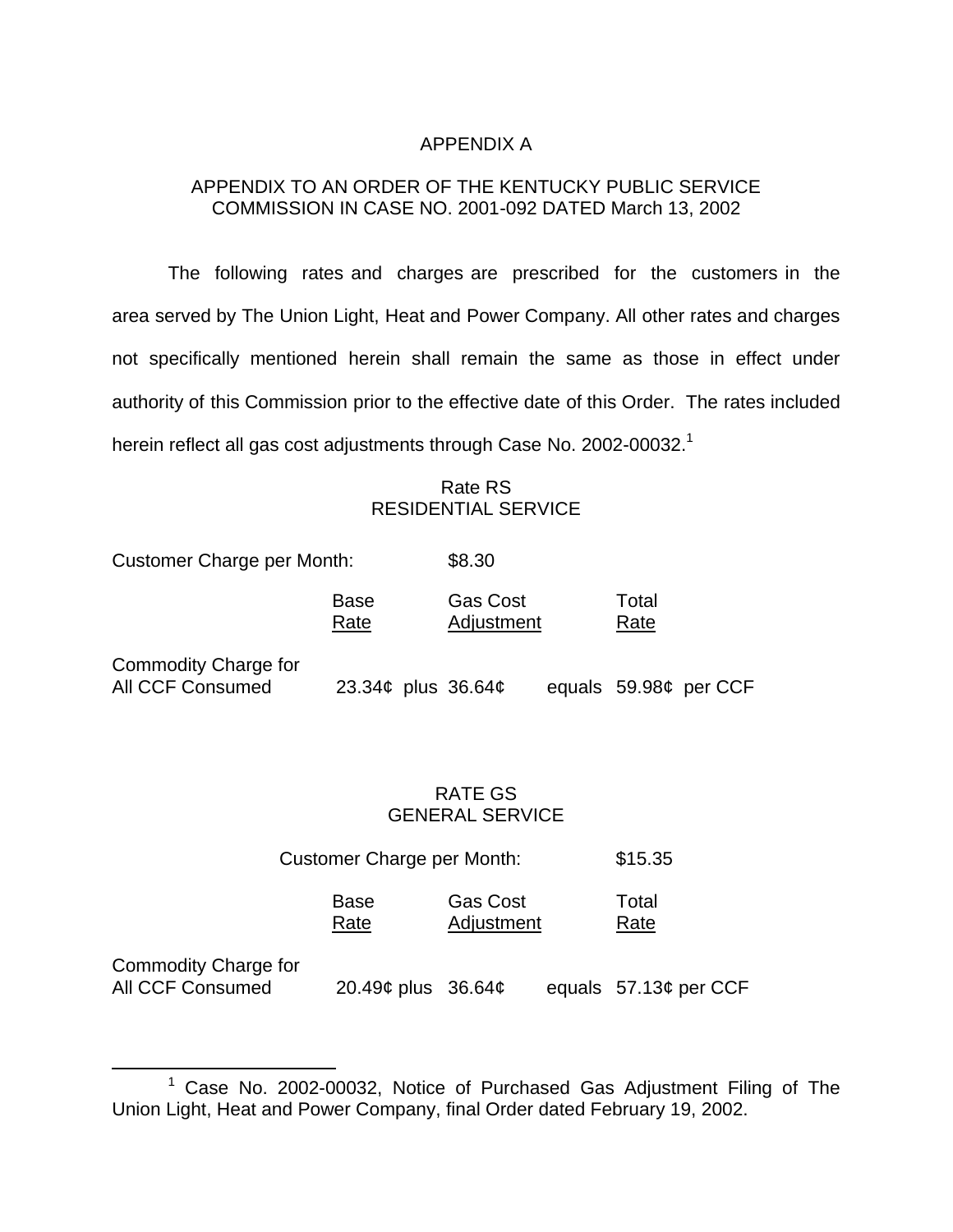# APPENDIX A

## APPENDIX TO AN ORDER OF THE KENTUCKY PUBLIC SERVICE COMMISSION IN CASE NO. 2001-092 DATED March 13, 2002

The following rates and charges are prescribed for the customers in the area served by The Union Light, Heat and Power Company. All other rates and charges not specifically mentioned herein shall remain the same as those in effect under authority of this Commission prior to the effective date of this Order. The rates included herein reflect all gas cost adjustments through Case No. 2002-00032.[1]

### Rate RS
### RESIDENTIAL SERVICE

Customer Charge per Month: $8.30

| | Base Rate | | Gas Cost Adjustment | | Total Rate | |
|---|---|---|---|---|---|---|
| Commodity Charge for All CCF Consumed | 23.34¢ | plus | 36.64¢ | equals | 59.98¢ | per CCF |

### RATE GS
### GENERAL SERVICE

Customer Charge per Month: $15.35

| | Base Rate | | Gas Cost Adjustment | | Total Rate | |
|---|---|---|---|---|---|---|
| Commodity Charge for All CCF Consumed | 20.49¢ | plus | 36.64¢ | equals | 57.13¢ | per CCF |

---

[1] Case No. 2002-00032, Notice of Purchased Gas Adjustment Filing of The Union Light, Heat and Power Company, final Order dated February 19, 2002.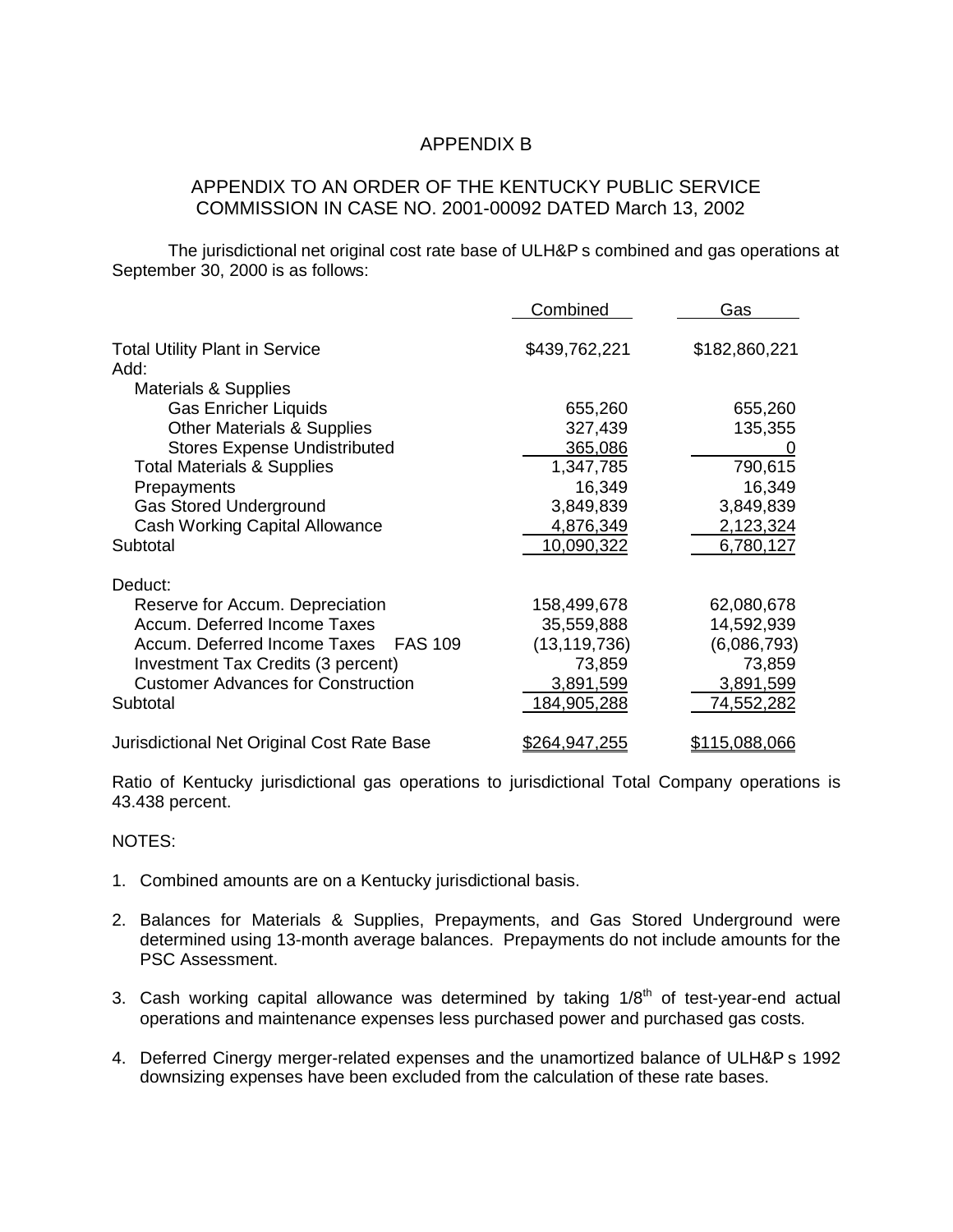# APPENDIX B

## APPENDIX TO AN ORDER OF THE KENTUCKY PUBLIC SERVICE COMMISSION IN CASE NO. 2001-00092 DATED March 13, 2002

The jurisdictional net original cost rate base of ULH&P s combined and gas operations at September 30, 2000 is as follows:

| | Combined | Gas |
|---|---|---|
| Total Utility Plant in Service | $439,762,221 | $182,860,221 |
| Add: | | |
| Materials & Supplies | | |
| Gas Enricher Liquids | 655,260 | 655,260 |
| Other Materials & Supplies | 327,439 | 135,355 |
| Stores Expense Undistributed | 365,086 | 0 |
| Total Materials & Supplies | 1,347,785 | 790,615 |
| Prepayments | 16,349 | 16,349 |
| Gas Stored Underground | 3,849,839 | 3,849,839 |
| Cash Working Capital Allowance | 4,876,349 | 2,123,324 |
| Subtotal | 10,090,322 | 6,780,127 |
| Deduct: | | |
| Reserve for Accum. Depreciation | 158,499,678 | 62,080,678 |
| Accum. Deferred Income Taxes | 35,559,888 | 14,592,939 |
| Accum. Deferred Income Taxes FAS 109 | (13,119,736) | (6,086,793) |
| Investment Tax Credits (3 percent) | 73,859 | 73,859 |
| Customer Advances for Construction | 3,891,599 | 3,891,599 |
| Subtotal | 184,905,288 | 74,552,282 |
| Jurisdictional Net Original Cost Rate Base | $264,947,255 | $115,088,066 |

Ratio of Kentucky jurisdictional gas operations to jurisdictional Total Company operations is 43.438 percent.

NOTES:

1. Combined amounts are on a Kentucky jurisdictional basis.
2. Balances for Materials & Supplies, Prepayments, and Gas Stored Underground were determined using 13-month average balances. Prepayments do not include amounts for the PSC Assessment.
3. Cash working capital allowance was determined by taking 1/8th of test-year-end actual operations and maintenance expenses less purchased power and purchased gas costs.
4. Deferred Cinergy merger-related expenses and the unamortized balance of ULH&P s 1992 downsizing expenses have been excluded from the calculation of these rate bases.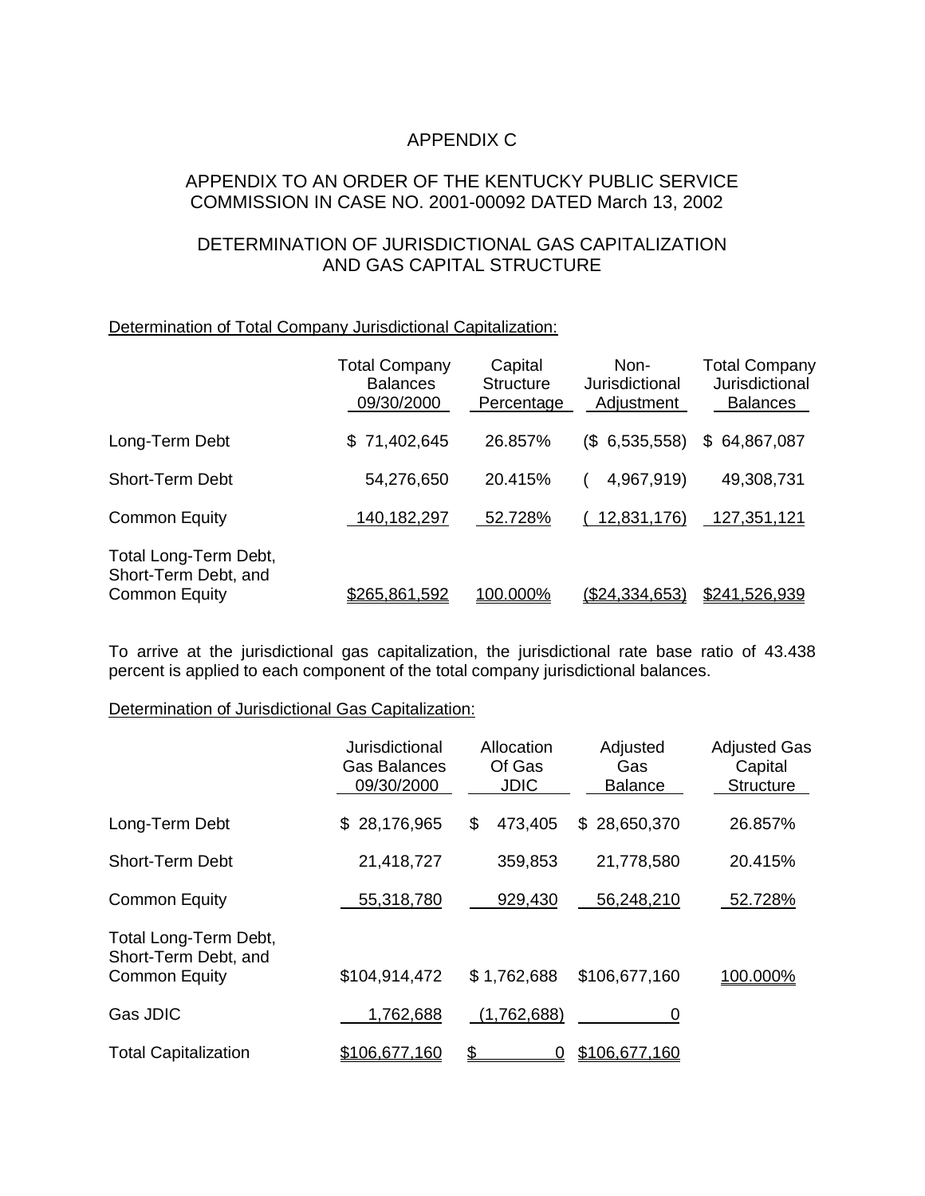# APPENDIX C

## APPENDIX TO AN ORDER OF THE KENTUCKY PUBLIC SERVICE COMMISSION IN CASE NO. 2001-00092 DATED March 13, 2002

## DETERMINATION OF JURISDICTIONAL GAS CAPITALIZATION AND GAS CAPITAL STRUCTURE

Determination of Total Company Jurisdictional Capitalization:

| | Total Company Balances 09/30/2000 | Capital Structure Percentage | Non-Jurisdictional Adjustment | Total Company Jurisdictional Balances |
|---|---|---|---|---|
| Long-Term Debt | $ 71,402,645 | 26.857% | ($ 6,535,558) | $ 64,867,087 |
| Short-Term Debt | 54,276,650 | 20.415% | ( 4,967,919) | 49,308,731 |
| Common Equity | 140,182,297 | 52.728% | ( 12,831,176) | 127,351,121 |
| Total Long-Term Debt, Short-Term Debt, and Common Equity | $265,861,592 | 100.000% | ($24,334,653) | $241,526,939 |

To arrive at the jurisdictional gas capitalization, the jurisdictional rate base ratio of 43.438 percent is applied to each component of the total company jurisdictional balances.

Determination of Jurisdictional Gas Capitalization:

| | Jurisdictional Gas Balances 09/30/2000 | Allocation Of Gas JDIC | Adjusted Gas Balance | Adjusted Gas Capital Structure |
|---|---|---|---|---|
| Long-Term Debt | $ 28,176,965 | $ 473,405 | $ 28,650,370 | 26.857% |
| Short-Term Debt | 21,418,727 | 359,853 | 21,778,580 | 20.415% |
| Common Equity | 55,318,780 | 929,430 | 56,248,210 | 52.728% |
| Total Long-Term Debt, Short-Term Debt, and Common Equity | $104,914,472 | $ 1,762,688 | $106,677,160 | 100.000% |
| Gas JDIC | 1,762,688 | (1,762,688) | 0 | |
| Total Capitalization | $106,677,160 | $ 0 | $106,677,160 | |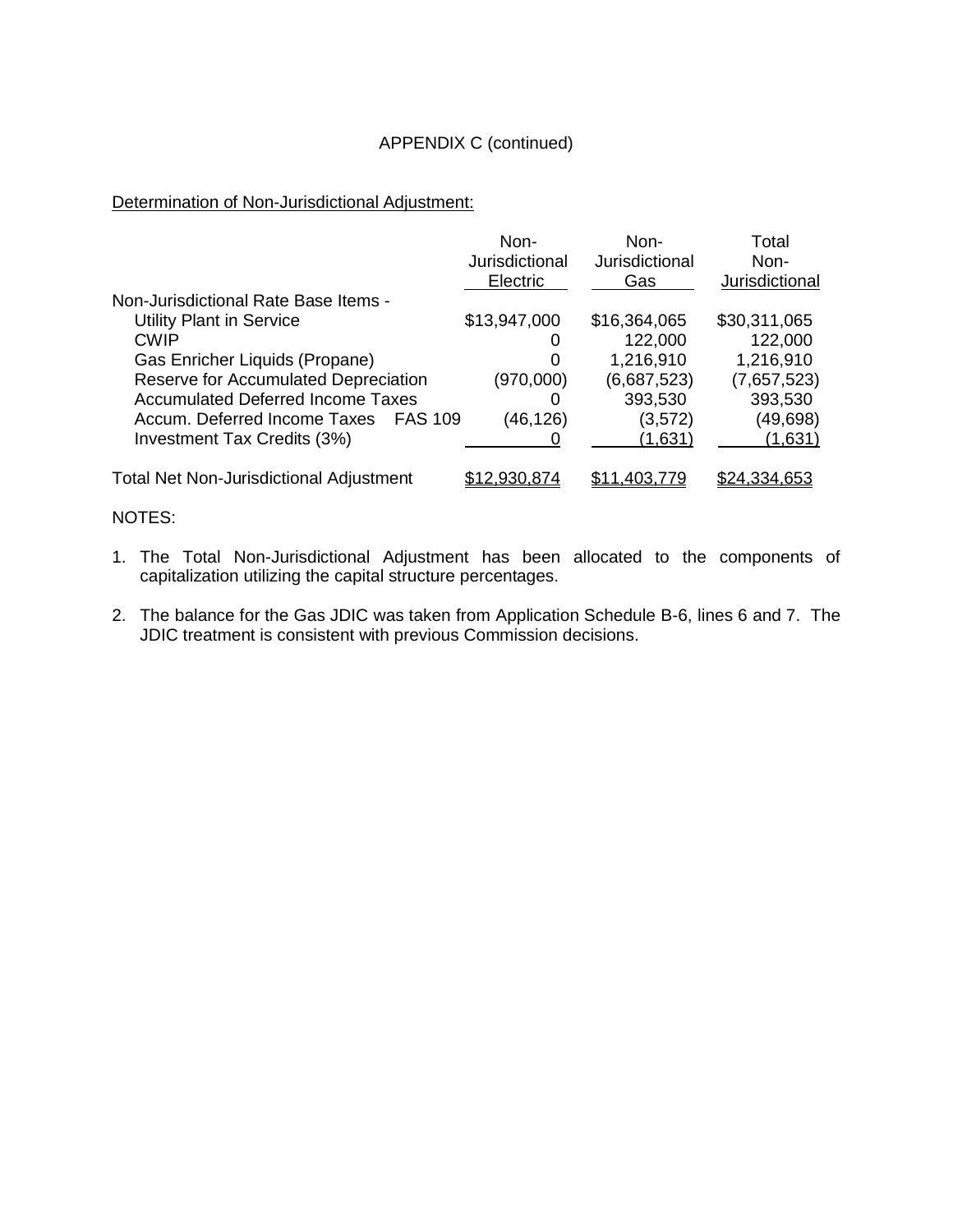APPENDIX C (continued)

Determination of Non-Jurisdictional Adjustment:

| | Non-Jurisdictional Electric | Non-Jurisdictional Gas | Total Non-Jurisdictional |
|---|---|---|---|
| Non-Jurisdictional Rate Base Items - | | | |
| Utility Plant in Service | $13,947,000 | $16,364,065 | $30,311,065 |
| CWIP | 0 | 122,000 | 122,000 |
| Gas Enricher Liquids (Propane) | 0 | 1,216,910 | 1,216,910 |
| Reserve for Accumulated Depreciation | (970,000) | (6,687,523) | (7,657,523) |
| Accumulated Deferred Income Taxes | 0 | 393,530 | 393,530 |
| Accum. Deferred Income Taxes FAS 109 | (46,126) | (3,572) | (49,698) |
| Investment Tax Credits (3%) | 0 | (1,631) | (1,631) |
| Total Net Non-Jurisdictional Adjustment | $12,930,874 | $11,403,779 | $24,334,653 |

NOTES:

1. The Total Non-Jurisdictional Adjustment has been allocated to the components of capitalization utilizing the capital structure percentages.

2. The balance for the Gas JDIC was taken from Application Schedule B-6, lines 6 and 7. The JDIC treatment is consistent with previous Commission decisions.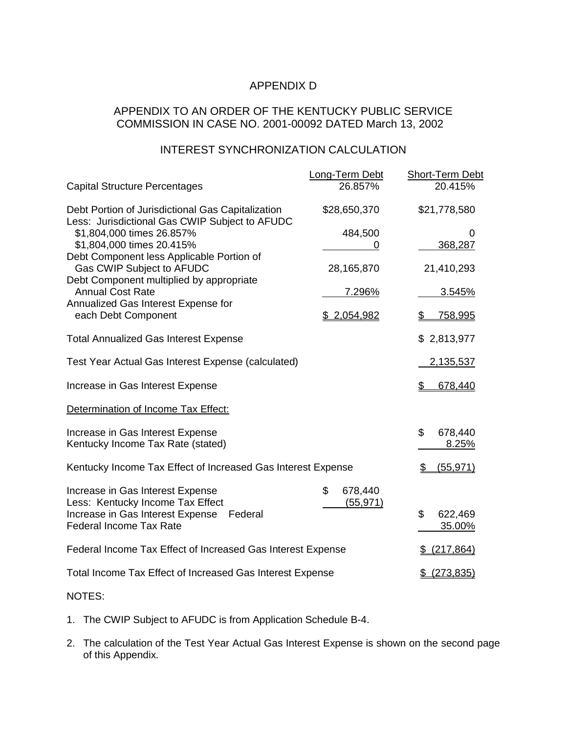# APPENDIX D

## APPENDIX TO AN ORDER OF THE KENTUCKY PUBLIC SERVICE COMMISSION IN CASE NO. 2001-00092 DATED March 13, 2002

## INTEREST SYNCHRONIZATION CALCULATION

| | Long-Term Debt | Short-Term Debt |
|---|---|---|
| Capital Structure Percentages | 26.857% | 20.415% |
| Debt Portion of Jurisdictional Gas Capitalization | $28,650,370 | $21,778,580 |
| Less: Jurisdictional Gas CWIP Subject to AFUDC | | |
| $1,804,000 times 26.857% | 484,500 | 0 |
| $1,804,000 times 20.415% | 0 | 368,287 |
| Debt Component less Applicable Portion of Gas CWIP Subject to AFUDC | 28,165,870 | 21,410,293 |
| Debt Component multiplied by appropriate Annual Cost Rate | 7.296% | 3.545% |
| Annualized Gas Interest Expense for each Debt Component | $ 2,054,982 | $ 758,995 |
| Total Annualized Gas Interest Expense | | $ 2,813,977 |
| Test Year Actual Gas Interest Expense (calculated) | | 2,135,537 |
| Increase in Gas Interest Expense | | $ 678,440 |

Determination of Income Tax Effect:

| | | |
|---|---|---|
| Increase in Gas Interest Expense | | $ 678,440 |
| Kentucky Income Tax Rate (stated) | | 8.25% |
| Kentucky Income Tax Effect of Increased Gas Interest Expense | | $ (55,971) |
| Increase in Gas Interest Expense | $ 678,440 | |
| Less: Kentucky Income Tax Effect | (55,971) | |
| Increase in Gas Interest Expense Federal | | $ 622,469 |
| Federal Income Tax Rate | | 35.00% |
| Federal Income Tax Effect of Increased Gas Interest Expense | | $ (217,864) |
| Total Income Tax Effect of Increased Gas Interest Expense | | $ (273,835) |

NOTES:

1. The CWIP Subject to AFUDC is from Application Schedule B-4.
2. The calculation of the Test Year Actual Gas Interest Expense is shown on the second page of this Appendix.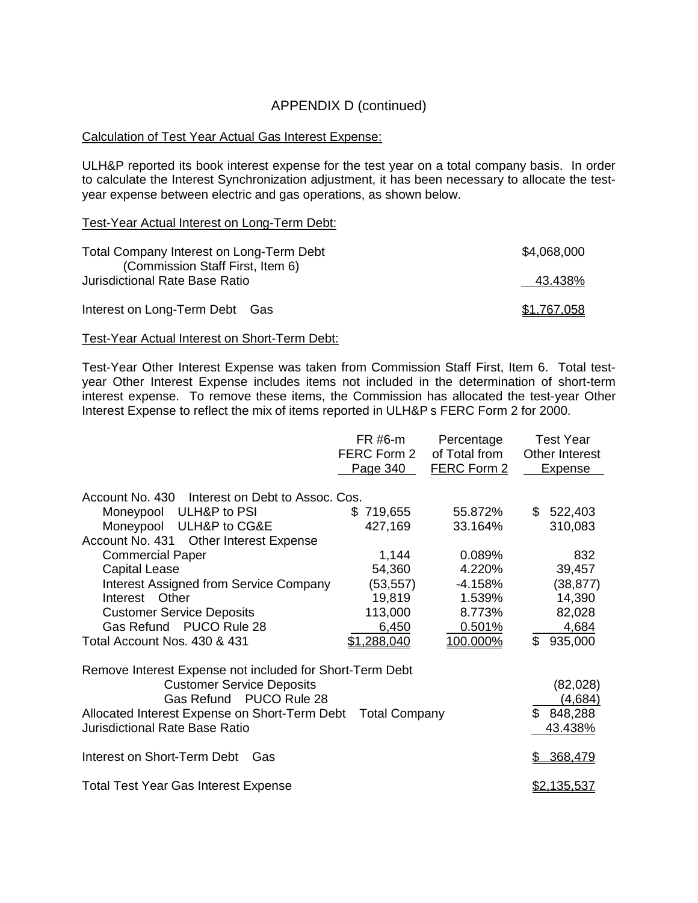APPENDIX D (continued)

Calculation of Test Year Actual Gas Interest Expense:

ULH&P reported its book interest expense for the test year on a total company basis. In order to calculate the Interest Synchronization adjustment, it has been necessary to allocate the test-year expense between electric and gas operations, as shown below.

Test-Year Actual Interest on Long-Term Debt:

| | |
|---|---|
| Total Company Interest on Long-Term Debt (Commission Staff First, Item 6) | $4,068,000 |
| Jurisdictional Rate Base Ratio | 43.438% |
| Interest on Long-Term Debt Gas | $1,767,058 |

Test-Year Actual Interest on Short-Term Debt:

Test-Year Other Interest Expense was taken from Commission Staff First, Item 6. Total test-year Other Interest Expense includes items not included in the determination of short-term interest expense. To remove these items, the Commission has allocated the test-year Other Interest Expense to reflect the mix of items reported in ULH&P s FERC Form 2 for 2000.

| | FR #6-m FERC Form 2 Page 340 | Percentage of Total from FERC Form 2 | Test Year Other Interest Expense |
|---|---|---|---|
| Account No. 430 Interest on Debt to Assoc. Cos. | | | |
| Moneypool ULH&P to PSI | $ 719,655 | 55.872% | $ 522,403 |
| Moneypool ULH&P to CG&E | 427,169 | 33.164% | 310,083 |
| Account No. 431 Other Interest Expense | | | |
| Commercial Paper | 1,144 | 0.089% | 832 |
| Capital Lease | 54,360 | 4.220% | 39,457 |
| Interest Assigned from Service Company | (53,557) | -4.158% | (38,877) |
| Interest Other | 19,819 | 1.539% | 14,390 |
| Customer Service Deposits | 113,000 | 8.773% | 82,028 |
| Gas Refund PUCO Rule 28 | 6,450 | 0.501% | 4,684 |
| Total Account Nos. 430 & 431 | $1,288,040 | 100.000% | $ 935,000 |
| Remove Interest Expense not included for Short-Term Debt | | | |
| Customer Service Deposits | | | (82,028) |
| Gas Refund PUCO Rule 28 | | | (4,684) |
| Allocated Interest Expense on Short-Term Debt Total Company | | | $ 848,288 |
| Jurisdictional Rate Base Ratio | | | 43.438% |
| Interest on Short-Term Debt Gas | | | $ 368,479 |
| Total Test Year Gas Interest Expense | | | $2,135,537 |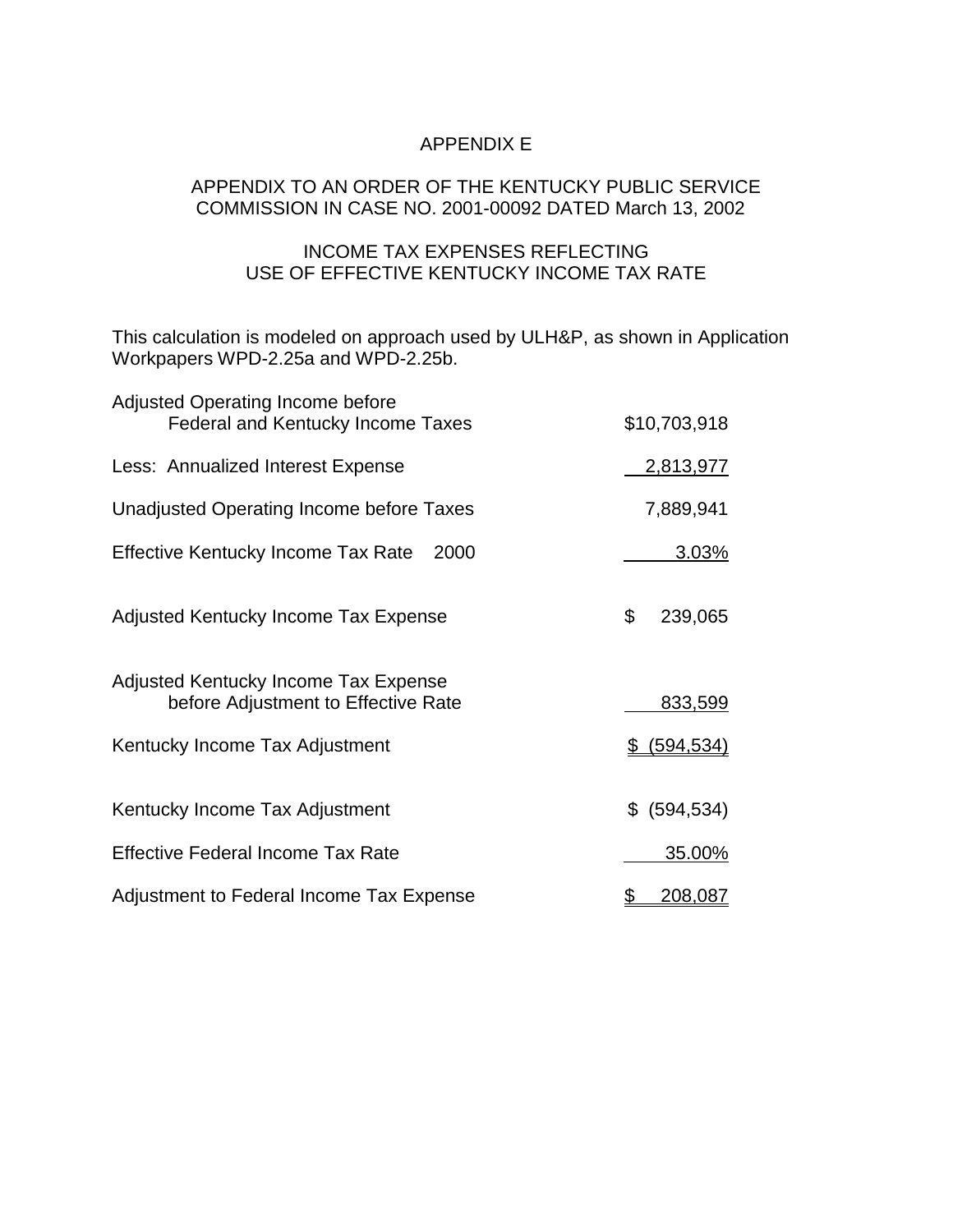# APPENDIX E

## APPENDIX TO AN ORDER OF THE KENTUCKY PUBLIC SERVICE COMMISSION IN CASE NO. 2001-00092 DATED March 13, 2002

## INCOME TAX EXPENSES REFLECTING USE OF EFFECTIVE KENTUCKY INCOME TAX RATE

This calculation is modeled on approach used by ULH&P, as shown in Application Workpapers WPD-2.25a and WPD-2.25b.

| | |
|---|---|
| Adjusted Operating Income before Federal and Kentucky Income Taxes | $10,703,918 |
| Less: Annualized Interest Expense | 2,813,977 |
| Unadjusted Operating Income before Taxes | 7,889,941 |
| Effective Kentucky Income Tax Rate 2000 | 3.03% |
| Adjusted Kentucky Income Tax Expense | $ 239,065 |
| Adjusted Kentucky Income Tax Expense before Adjustment to Effective Rate | 833,599 |
| Kentucky Income Tax Adjustment | $ (594,534) |
| Kentucky Income Tax Adjustment | $ (594,534) |
| Effective Federal Income Tax Rate | 35.00% |
| Adjustment to Federal Income Tax Expense | $ 208,087 |